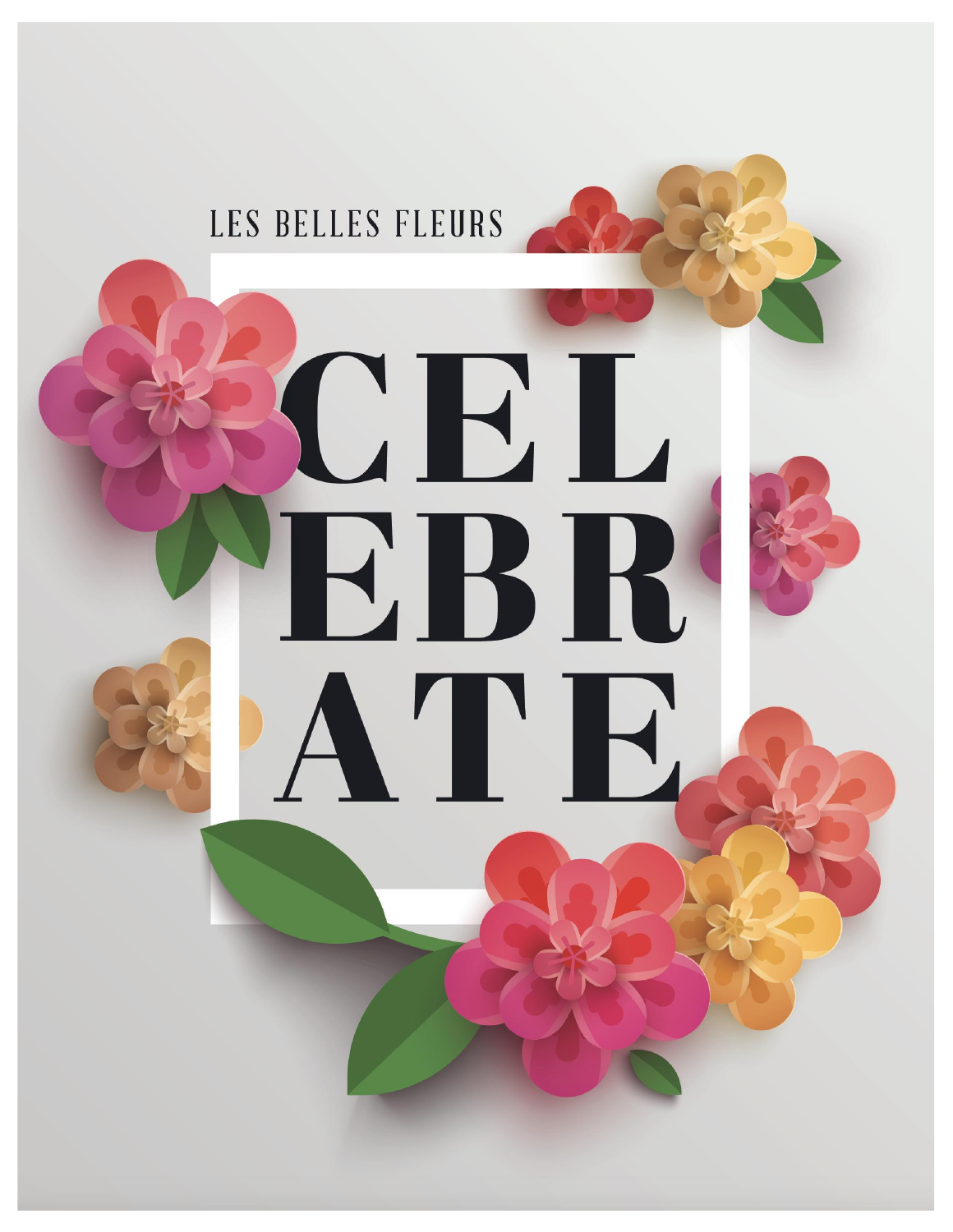LES BELLES FLEURS

# CELEBRATE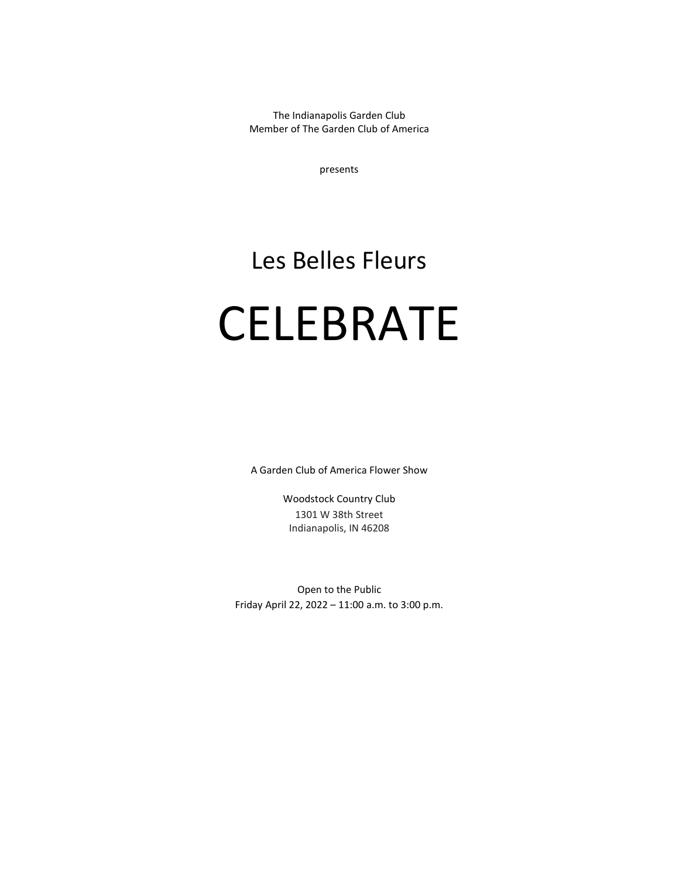The Indianapolis Garden Club
Member of The Garden Club of America

presents

## Les Belles Fleurs

# CELEBRATE

A Garden Club of America Flower Show

Woodstock Country Club
1301 W 38th Street
Indianapolis, IN 46208

Open to the Public
Friday April 22, 2022 – 11:00 a.m. to 3:00 p.m.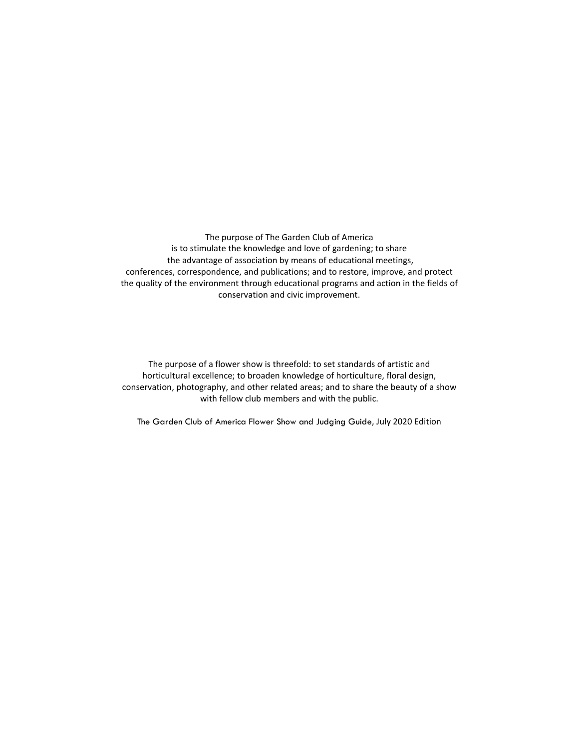The purpose of The Garden Club of America is to stimulate the knowledge and love of gardening; to share the advantage of association by means of educational meetings, conferences, correspondence, and publications; and to restore, improve, and protect the quality of the environment through educational programs and action in the fields of conservation and civic improvement.

The purpose of a flower show is threefold: to set standards of artistic and horticultural excellence; to broaden knowledge of horticulture, floral design, conservation, photography, and other related areas; and to share the beauty of a show with fellow club members and with the public.

The Garden Club of America Flower Show and Judging Guide, July 2020 Edition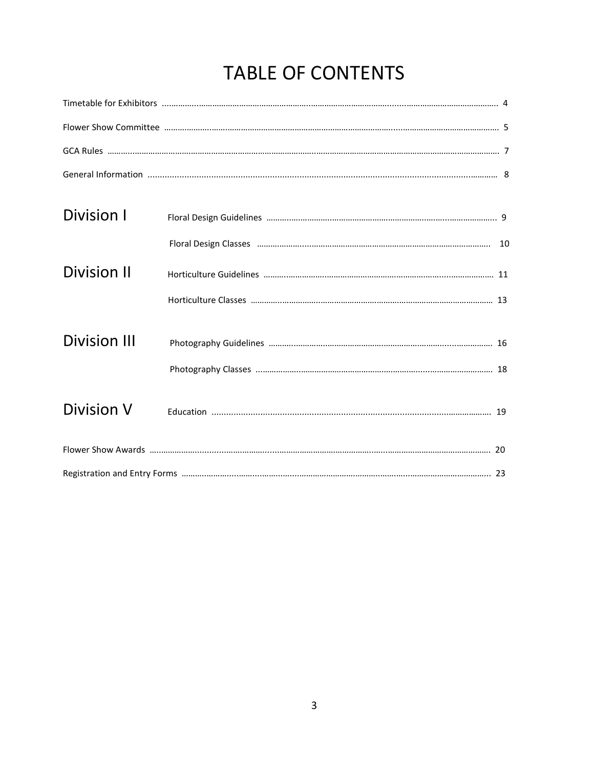# TABLE OF CONTENTS

| | | |
|---|---|---|
| Timetable for Exhibitors | | 4 |
| Flower Show Committee | | 5 |
| GCA Rules | | 7 |
| General Information | | 8 |
| Division I | Floral Design Guidelines | 9 |
| | Floral Design Classes | 10 |
| Division II | Horticulture Guidelines | 11 |
| | Horticulture Classes | 13 |
| Division III | Photography Guidelines | 16 |
| | Photography Classes | 18 |
| Division V | Education | 19 |
| Flower Show Awards | | 20 |
| Registration and Entry Forms | | 23 |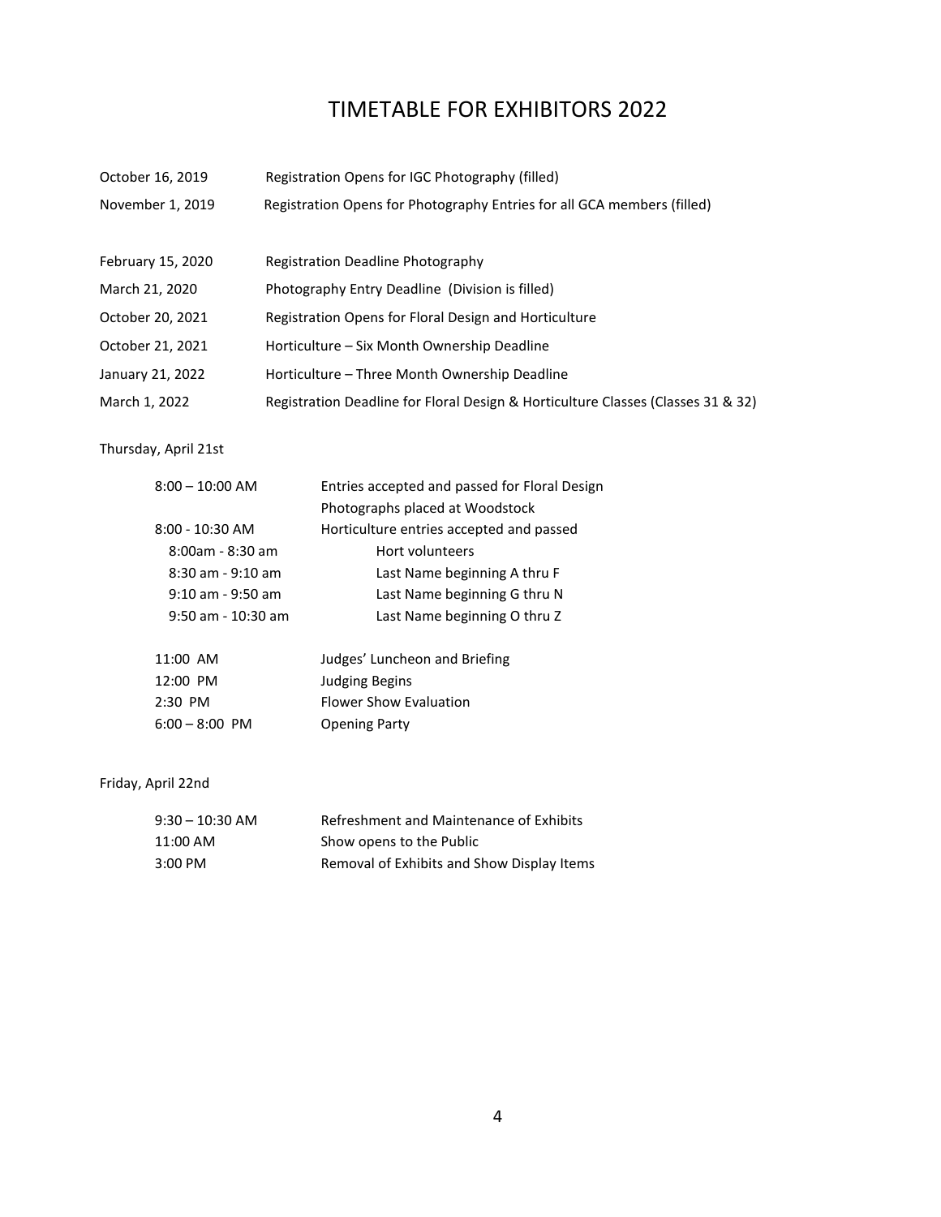# TIMETABLE FOR EXHIBITORS 2022

| | |
|---|---|
| October 16, 2019 | Registration Opens for IGC Photography (filled) |
| November 1, 2019 | Registration Opens for Photography Entries for all GCA members (filled) |
| February 15, 2020 | Registration Deadline Photography |
| March 21, 2020 | Photography Entry Deadline (Division is filled) |
| October 20, 2021 | Registration Opens for Floral Design and Horticulture |
| October 21, 2021 | Horticulture – Six Month Ownership Deadline |
| January 21, 2022 | Horticulture – Three Month Ownership Deadline |
| March 1, 2022 | Registration Deadline for Floral Design & Horticulture Classes (Classes 31 & 32) |

Thursday, April 21st

| | |
|---|---|
| 8:00 – 10:00 AM | Entries accepted and passed for Floral Design<br>Photographs placed at Woodstock |
| 8:00 - 10:30 AM | Horticulture entries accepted and passed |
| 8:00am - 8:30 am | Hort volunteers |
| 8:30 am - 9:10 am | Last Name beginning A thru F |
| 9:10 am - 9:50 am | Last Name beginning G thru N |
| 9:50 am - 10:30 am | Last Name beginning O thru Z |
| 11:00 AM | Judges' Luncheon and Briefing |
| 12:00 PM | Judging Begins |
| 2:30 PM | Flower Show Evaluation |
| 6:00 – 8:00 PM | Opening Party |

Friday, April 22nd

| | |
|---|---|
| 9:30 – 10:30 AM | Refreshment and Maintenance of Exhibits |
| 11:00 AM | Show opens to the Public |
| 3:00 PM | Removal of Exhibits and Show Display Items |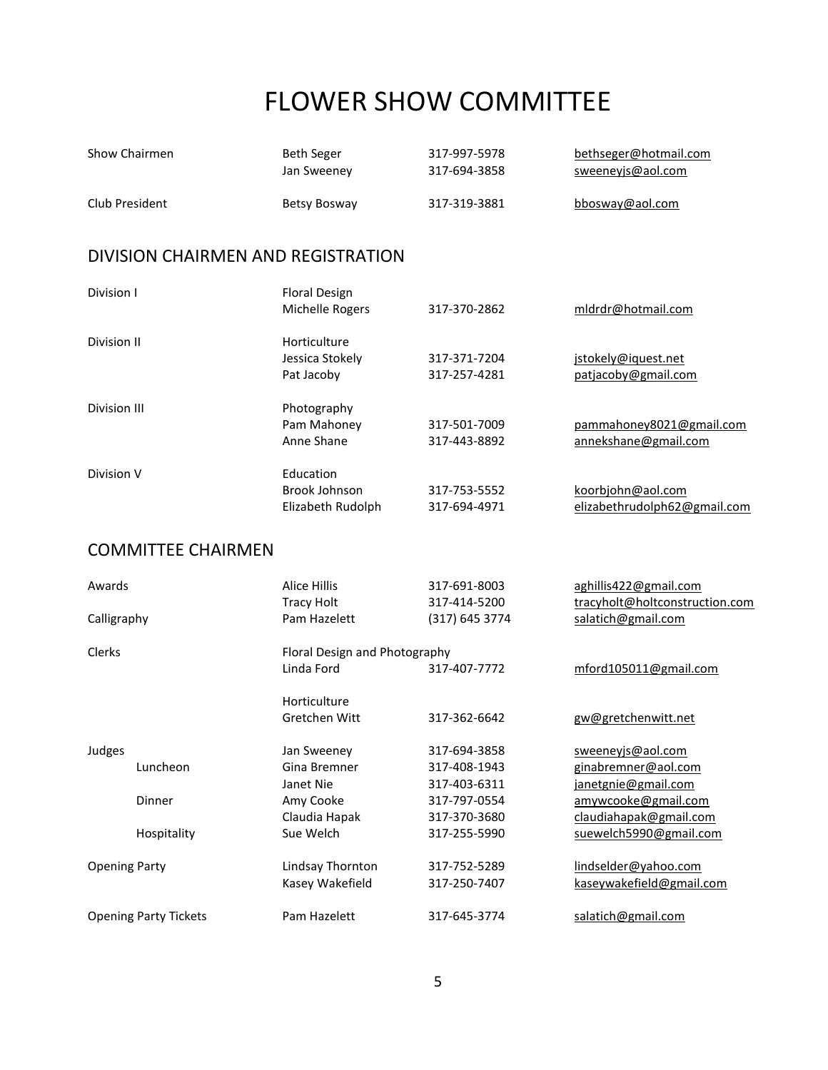# FLOWER SHOW COMMITTEE

| | | | |
|---|---|---|---|
| Show Chairmen | Beth Seger | 317-997-5978 | bethseger@hotmail.com |
| | Jan Sweeney | 317-694-3858 | sweeneyjs@aol.com |
| Club President | Betsy Bosway | 317-319-3881 | bbosway@aol.com |

## DIVISION CHAIRMEN AND REGISTRATION

| | | | |
|---|---|---|---|
| Division I | Floral Design | | |
| | Michelle Rogers | 317-370-2862 | mldrdr@hotmail.com |
| Division II | Horticulture | | |
| | Jessica Stokely | 317-371-7204 | jstokely@iquest.net |
| | Pat Jacoby | 317-257-4281 | patjacoby@gmail.com |
| Division III | Photography | | |
| | Pam Mahoney | 317-501-7009 | pammahoney8021@gmail.com |
| | Anne Shane | 317-443-8892 | annekshane@gmail.com |
| Division V | Education | | |
| | Brook Johnson | 317-753-5552 | koorbjohn@aol.com |
| | Elizabeth Rudolph | 317-694-4971 | elizabethrudolph62@gmail.com |

## COMMITTEE CHAIRMEN

| | | | |
|---|---|---|---|
| Awards | Alice Hillis | 317-691-8003 | aghillis422@gmail.com |
| | Tracy Holt | 317-414-5200 | tracyholt@holtconstruction.com |
| Calligraphy | Pam Hazelett | (317) 645 3774 | salatich@gmail.com |
| Clerks | Floral Design and Photography | | |
| | Linda Ford | 317-407-7772 | mford105011@gmail.com |
| | Horticulture | | |
| | Gretchen Witt | 317-362-6642 | gw@gretchenwitt.net |
| Judges | Jan Sweeney | 317-694-3858 | sweeneyjs@aol.com |
| Luncheon | Gina Bremner | 317-408-1943 | ginabremner@aol.com |
| | Janet Nie | 317-403-6311 | janetgnie@gmail.com |
| Dinner | Amy Cooke | 317-797-0554 | amywcooke@gmail.com |
| | Claudia Hapak | 317-370-3680 | claudiahapak@gmail.com |
| Hospitality | Sue Welch | 317-255-5990 | suewelch5990@gmail.com |
| Opening Party | Lindsay Thornton | 317-752-5289 | lindselder@yahoo.com |
| | Kasey Wakefield | 317-250-7407 | kaseywakefield@gmail.com |
| Opening Party Tickets | Pam Hazelett | 317-645-3774 | salatich@gmail.com |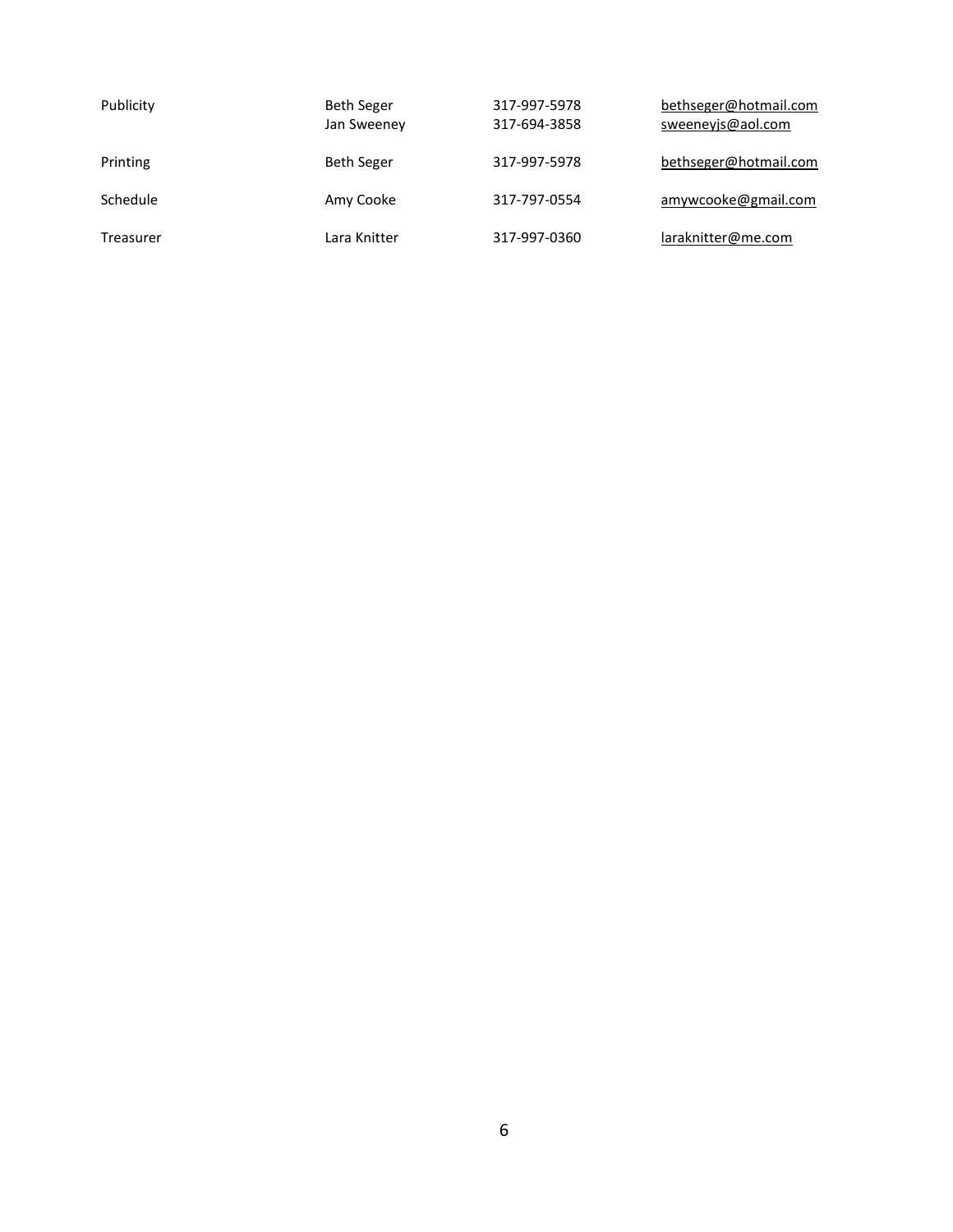| | | | |
|---|---|---|---|
| Publicity | Beth Seger<br>Jan Sweeney | 317-997-5978<br>317-694-3858 | bethseger@hotmail.com<br>sweeneyjs@aol.com |
| Printing | Beth Seger | 317-997-5978 | bethseger@hotmail.com |
| Schedule | Amy Cooke | 317-797-0554 | amywcooke@gmail.com |
| Treasurer | Lara Knitter | 317-997-0360 | laraknitter@me.com |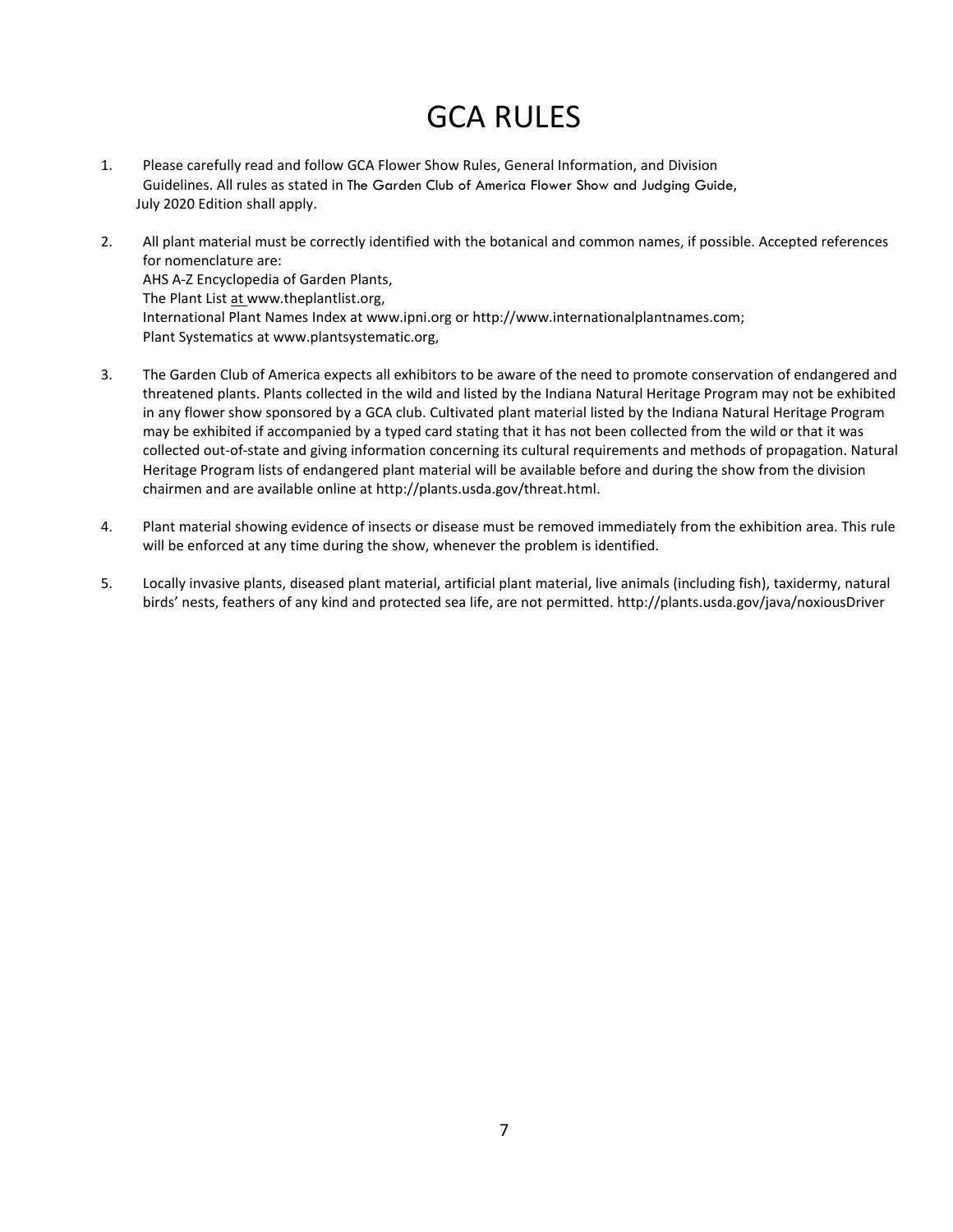# GCA RULES

1. Please carefully read and follow GCA Flower Show Rules, General Information, and Division Guidelines. All rules as stated in *The Garden Club of America Flower Show and Judging Guide*, July 2020 Edition shall apply.

2. All plant material must be correctly identified with the botanical and common names, if possible. Accepted references for nomenclature are:
   AHS A-Z Encyclopedia of Garden Plants,
   The Plant List at www.theplantlist.org,
   International Plant Names Index at www.ipni.org or http://www.internationalplantnames.com;
   Plant Systematics at www.plantsystematic.org,

3. The Garden Club of America expects all exhibitors to be aware of the need to promote conservation of endangered and threatened plants. Plants collected in the wild and listed by the Indiana Natural Heritage Program may not be exhibited in any flower show sponsored by a GCA club. Cultivated plant material listed by the Indiana Natural Heritage Program may be exhibited if accompanied by a typed card stating that it has not been collected from the wild or that it was collected out-of-state and giving information concerning its cultural requirements and methods of propagation. Natural Heritage Program lists of endangered plant material will be available before and during the show from the division chairmen and are available online at http://plants.usda.gov/threat.html.

4. Plant material showing evidence of insects or disease must be removed immediately from the exhibition area. This rule will be enforced at any time during the show, whenever the problem is identified.

5. Locally invasive plants, diseased plant material, artificial plant material, live animals (including fish), taxidermy, natural birds' nests, feathers of any kind and protected sea life, are not permitted. http://plants.usda.gov/java/noxiousDriver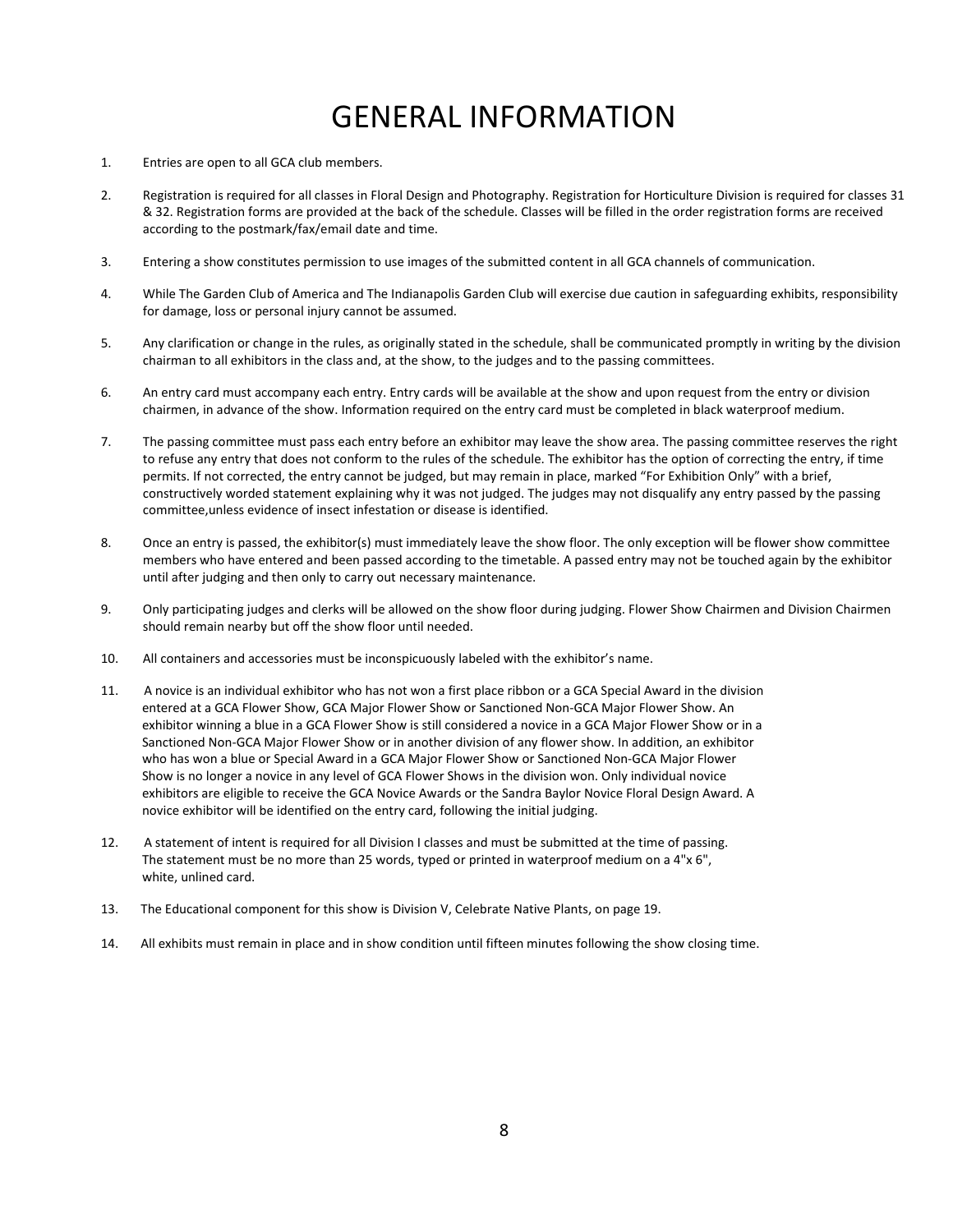# GENERAL INFORMATION

1. Entries are open to all GCA club members.

2. Registration is required for all classes in Floral Design and Photography. Registration for Horticulture Division is required for classes 31 & 32. Registration forms are provided at the back of the schedule. Classes will be filled in the order registration forms are received according to the postmark/fax/email date and time.

3. Entering a show constitutes permission to use images of the submitted content in all GCA channels of communication.

4. While The Garden Club of America and The Indianapolis Garden Club will exercise due caution in safeguarding exhibits, responsibility for damage, loss or personal injury cannot be assumed.

5. Any clarification or change in the rules, as originally stated in the schedule, shall be communicated promptly in writing by the division chairman to all exhibitors in the class and, at the show, to the judges and to the passing committees.

6. An entry card must accompany each entry. Entry cards will be available at the show and upon request from the entry or division chairmen, in advance of the show. Information required on the entry card must be completed in black waterproof medium.

7. The passing committee must pass each entry before an exhibitor may leave the show area. The passing committee reserves the right to refuse any entry that does not conform to the rules of the schedule. The exhibitor has the option of correcting the entry, if time permits. If not corrected, the entry cannot be judged, but may remain in place, marked "For Exhibition Only" with a brief, constructively worded statement explaining why it was not judged. The judges may not disqualify any entry passed by the passing committee,unless evidence of insect infestation or disease is identified.

8. Once an entry is passed, the exhibitor(s) must immediately leave the show floor. The only exception will be flower show committee members who have entered and been passed according to the timetable. A passed entry may not be touched again by the exhibitor until after judging and then only to carry out necessary maintenance.

9. Only participating judges and clerks will be allowed on the show floor during judging. Flower Show Chairmen and Division Chairmen should remain nearby but off the show floor until needed.

10. All containers and accessories must be inconspicuously labeled with the exhibitor's name.

11. A novice is an individual exhibitor who has not won a first place ribbon or a GCA Special Award in the division entered at a GCA Flower Show, GCA Major Flower Show or Sanctioned Non-GCA Major Flower Show. An exhibitor winning a blue in a GCA Flower Show is still considered a novice in a GCA Major Flower Show or in a Sanctioned Non-GCA Major Flower Show or in another division of any flower show. In addition, an exhibitor who has won a blue or Special Award in a GCA Major Flower Show or Sanctioned Non-GCA Major Flower Show is no longer a novice in any level of GCA Flower Shows in the division won. Only individual novice exhibitors are eligible to receive the GCA Novice Awards or the Sandra Baylor Novice Floral Design Award. A novice exhibitor will be identified on the entry card, following the initial judging.

12. A statement of intent is required for all Division I classes and must be submitted at the time of passing. The statement must be no more than 25 words, typed or printed in waterproof medium on a 4"x 6", white, unlined card.

13. The Educational component for this show is Division V, Celebrate Native Plants, on page 19.

14. All exhibits must remain in place and in show condition until fifteen minutes following the show closing time.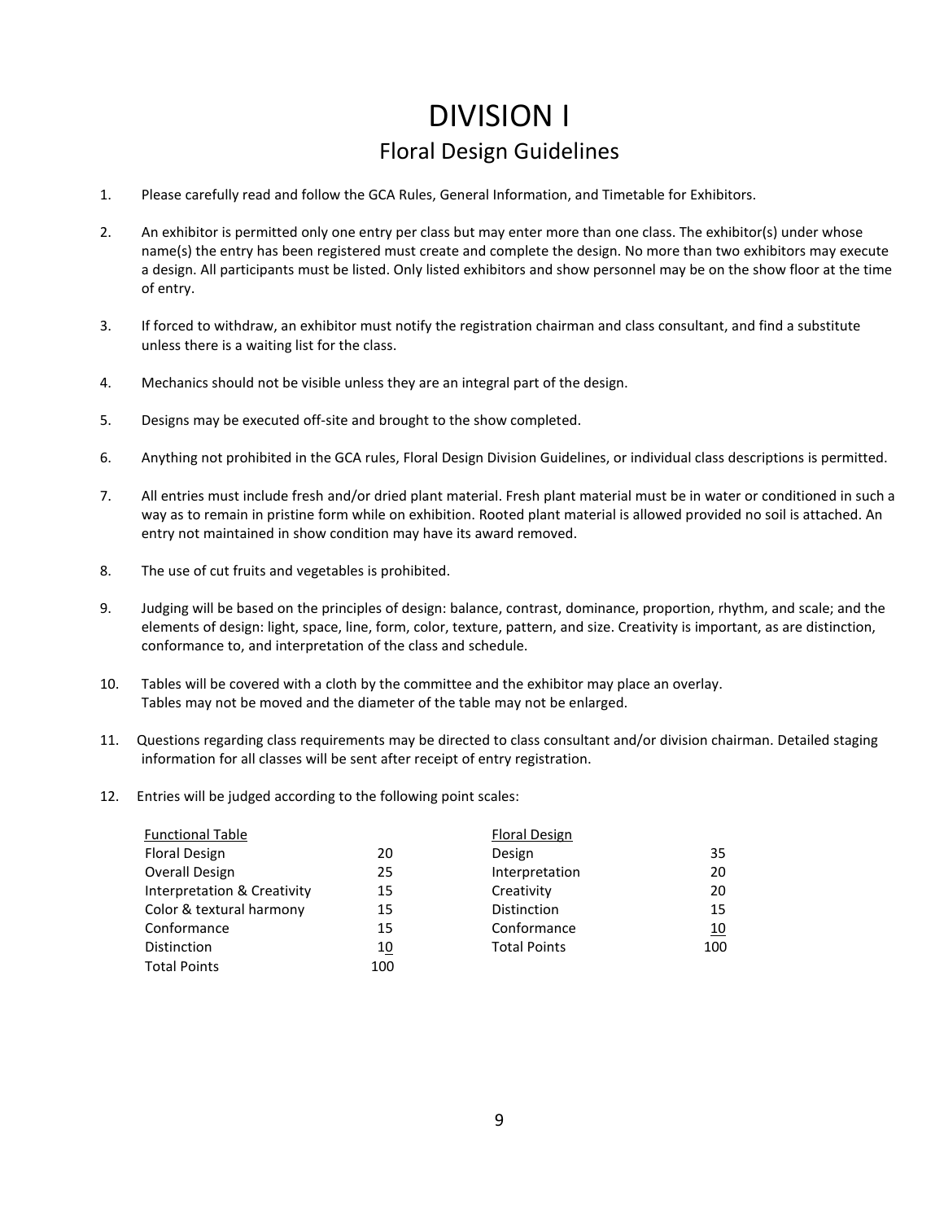# DIVISION I

## Floral Design Guidelines

1. Please carefully read and follow the GCA Rules, General Information, and Timetable for Exhibitors.

2. An exhibitor is permitted only one entry per class but may enter more than one class. The exhibitor(s) under whose name(s) the entry has been registered must create and complete the design. No more than two exhibitors may execute a design. All participants must be listed. Only listed exhibitors and show personnel may be on the show floor at the time of entry.

3. If forced to withdraw, an exhibitor must notify the registration chairman and class consultant, and find a substitute unless there is a waiting list for the class.

4. Mechanics should not be visible unless they are an integral part of the design.

5. Designs may be executed off-site and brought to the show completed.

6. Anything not prohibited in the GCA rules, Floral Design Division Guidelines, or individual class descriptions is permitted.

7. All entries must include fresh and/or dried plant material. Fresh plant material must be in water or conditioned in such a way as to remain in pristine form while on exhibition. Rooted plant material is allowed provided no soil is attached. An entry not maintained in show condition may have its award removed.

8. The use of cut fruits and vegetables is prohibited.

9. Judging will be based on the principles of design: balance, contrast, dominance, proportion, rhythm, and scale; and the elements of design: light, space, line, form, color, texture, pattern, and size. Creativity is important, as are distinction, conformance to, and interpretation of the class and schedule.

10. Tables will be covered with a cloth by the committee and the exhibitor may place an overlay. Tables may not be moved and the diameter of the table may not be enlarged.

11. Questions regarding class requirements may be directed to class consultant and/or division chairman. Detailed staging information for all classes will be sent after receipt of entry registration.

12. Entries will be judged according to the following point scales:

| Functional Table | |
|---|---|
| Floral Design | 20 |
| Overall Design | 25 |
| Interpretation & Creativity | 15 |
| Color & textural harmony | 15 |
| Conformance | 15 |
| Distinction | 10 |
| Total Points | 100 |

| Floral Design | |
|---|---|
| Design | 35 |
| Interpretation | 20 |
| Creativity | 20 |
| Distinction | 15 |
| Conformance | 10 |
| Total Points | 100 |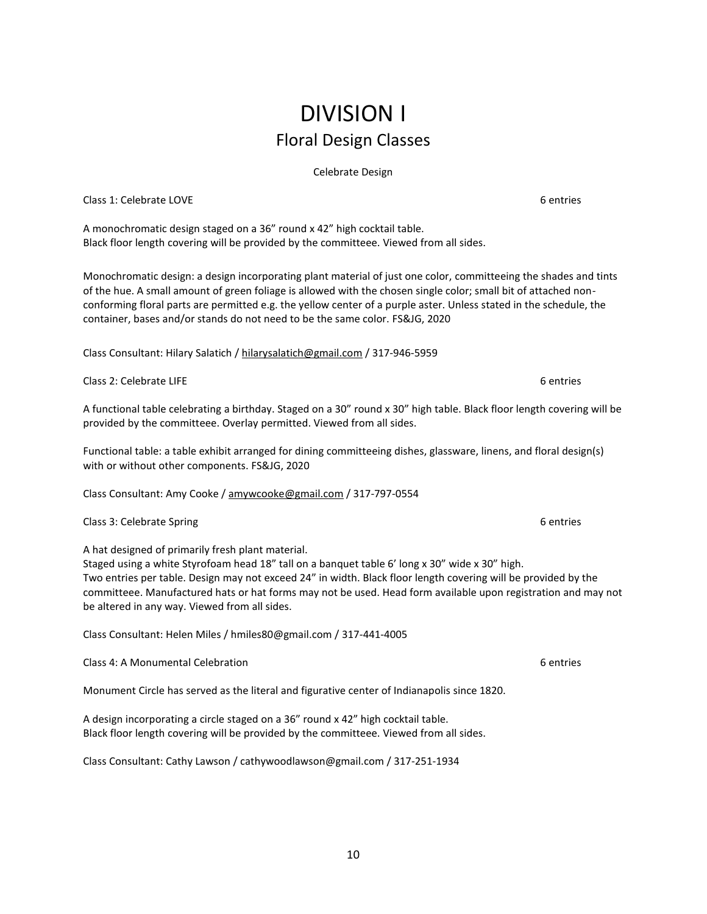# DIVISION I

## Floral Design Classes

Celebrate Design

Class 1: Celebrate LOVE 6 entries

A monochromatic design staged on a 36" round x 42" high cocktail table.
Black floor length covering will be provided by the committeee. Viewed from all sides.

Monochromatic design: a design incorporating plant material of just one color, committeeing the shades and tints of the hue. A small amount of green foliage is allowed with the chosen single color; small bit of attached non-conforming floral parts are permitted e.g. the yellow center of a purple aster. Unless stated in the schedule, the container, bases and/or stands do not need to be the same color. FS&JG, 2020

Class Consultant: Hilary Salatich / hilarysalatich@gmail.com / 317-946-5959

Class 2: Celebrate LIFE 6 entries

A functional table celebrating a birthday. Staged on a 30" round x 30" high table. Black floor length covering will be provided by the committeee. Overlay permitted. Viewed from all sides.

Functional table: a table exhibit arranged for dining committeeing dishes, glassware, linens, and floral design(s) with or without other components. FS&JG, 2020

Class Consultant: Amy Cooke / amywcooke@gmail.com / 317-797-0554

Class 3: Celebrate Spring 6 entries

A hat designed of primarily fresh plant material.
Staged using a white Styrofoam head 18" tall on a banquet table 6' long x 30" wide x 30" high.
Two entries per table. Design may not exceed 24" in width. Black floor length covering will be provided by the committeee. Manufactured hats or hat forms may not be used. Head form available upon registration and may not be altered in any way. Viewed from all sides.

Class Consultant: Helen Miles / hmiles80@gmail.com / 317-441-4005

Class 4: A Monumental Celebration 6 entries

Monument Circle has served as the literal and figurative center of Indianapolis since 1820.

A design incorporating a circle staged on a 36" round x 42" high cocktail table.
Black floor length covering will be provided by the committeee. Viewed from all sides.

Class Consultant: Cathy Lawson / cathywoodlawson@gmail.com / 317-251-1934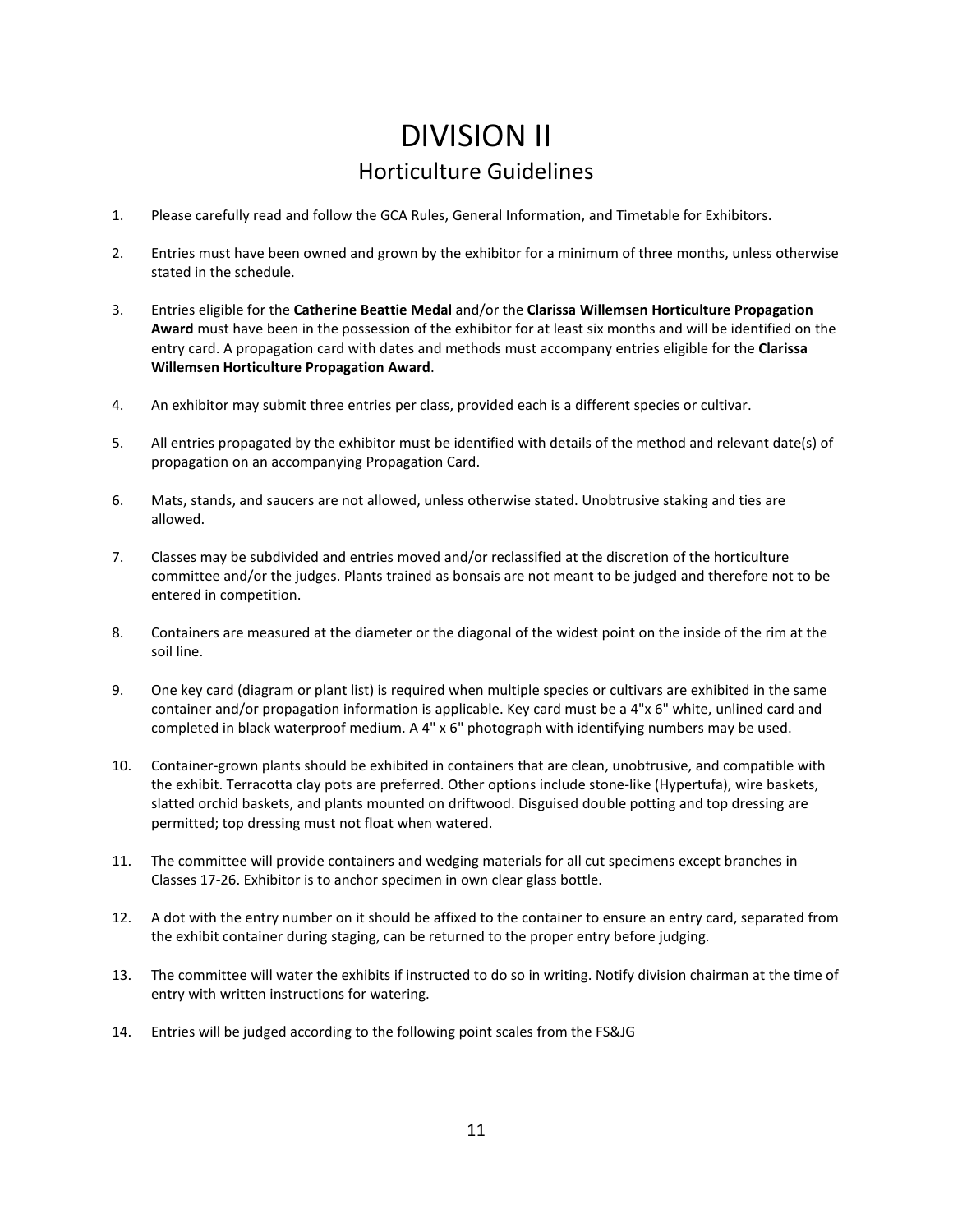# DIVISION II

## Horticulture Guidelines

1. Please carefully read and follow the GCA Rules, General Information, and Timetable for Exhibitors.

2. Entries must have been owned and grown by the exhibitor for a minimum of three months, unless otherwise stated in the schedule.

3. Entries eligible for the **Catherine Beattie Medal** and/or the **Clarissa Willemsen Horticulture Propagation Award** must have been in the possession of the exhibitor for at least six months and will be identified on the entry card. A propagation card with dates and methods must accompany entries eligible for the **Clarissa Willemsen Horticulture Propagation Award**.

4. An exhibitor may submit three entries per class, provided each is a different species or cultivar.

5. All entries propagated by the exhibitor must be identified with details of the method and relevant date(s) of propagation on an accompanying Propagation Card.

6. Mats, stands, and saucers are not allowed, unless otherwise stated. Unobtrusive staking and ties are allowed.

7. Classes may be subdivided and entries moved and/or reclassified at the discretion of the horticulture committee and/or the judges. Plants trained as bonsais are not meant to be judged and therefore not to be entered in competition.

8. Containers are measured at the diameter or the diagonal of the widest point on the inside of the rim at the soil line.

9. One key card (diagram or plant list) is required when multiple species or cultivars are exhibited in the same container and/or propagation information is applicable. Key card must be a 4"x 6" white, unlined card and completed in black waterproof medium. A 4" x 6" photograph with identifying numbers may be used.

10. Container-grown plants should be exhibited in containers that are clean, unobtrusive, and compatible with the exhibit. Terracotta clay pots are preferred. Other options include stone-like (Hypertufa), wire baskets, slatted orchid baskets, and plants mounted on driftwood. Disguised double potting and top dressing are permitted; top dressing must not float when watered.

11. The committee will provide containers and wedging materials for all cut specimens except branches in Classes 17-26. Exhibitor is to anchor specimen in own clear glass bottle.

12. A dot with the entry number on it should be affixed to the container to ensure an entry card, separated from the exhibit container during staging, can be returned to the proper entry before judging.

13. The committee will water the exhibits if instructed to do so in writing. Notify division chairman at the time of entry with written instructions for watering.

14. Entries will be judged according to the following point scales from the FS&JG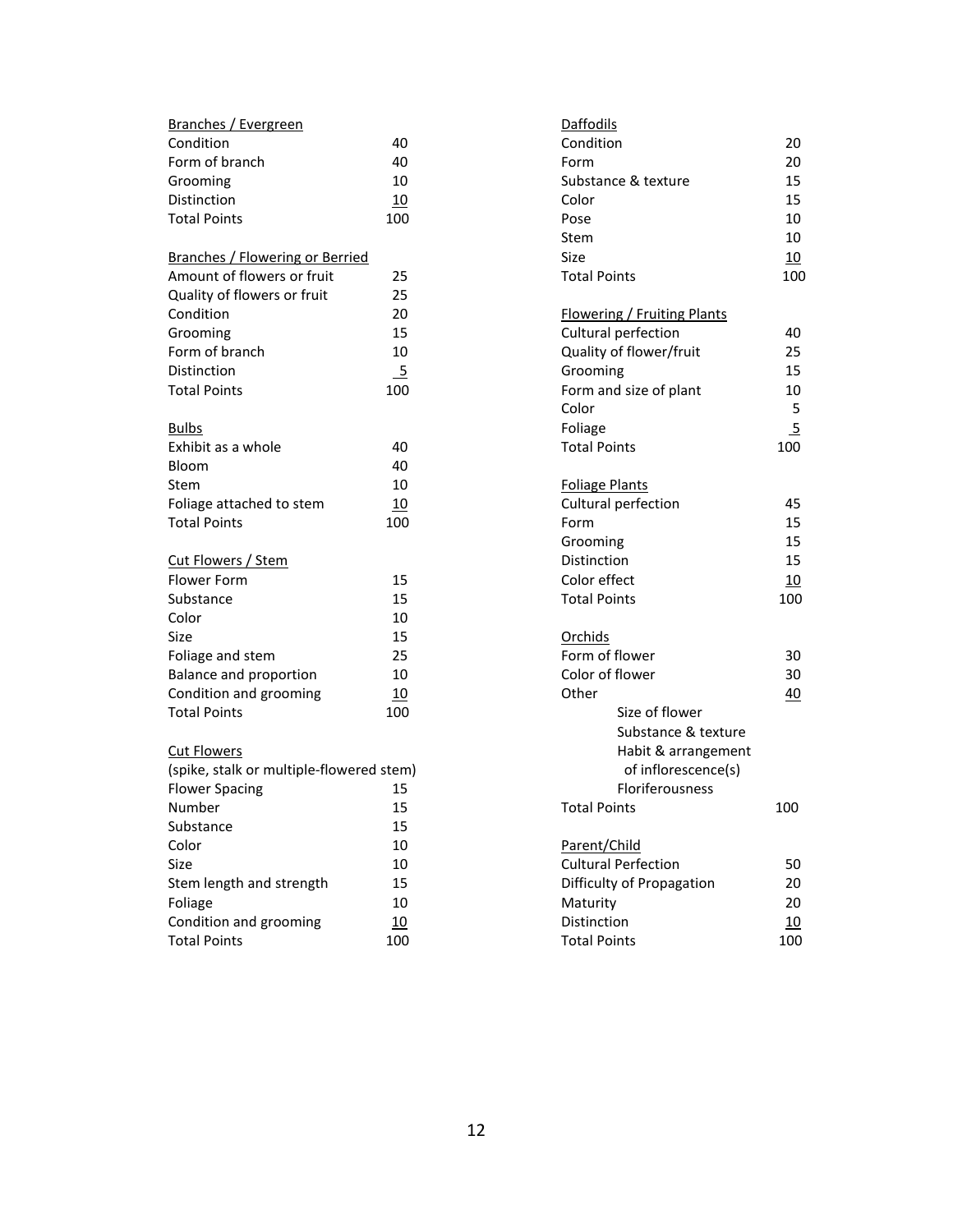**Branches / Evergreen**

| Criterion | Points |
|---|---|
| Condition | 40 |
| Form of branch | 40 |
| Grooming | 10 |
| Distinction | 10 |
| Total Points | 100 |

**Branches / Flowering or Berried**

| Criterion | Points |
|---|---|
| Amount of flowers or fruit | 25 |
| Quality of flowers or fruit | 25 |
| Condition | 20 |
| Grooming | 15 |
| Form of branch | 10 |
| Distinction | 5 |
| Total Points | 100 |

**Bulbs**

| Criterion | Points |
|---|---|
| Exhibit as a whole | 40 |
| Bloom | 40 |
| Stem | 10 |
| Foliage attached to stem | 10 |
| Total Points | 100 |

**Cut Flowers / Stem**

| Criterion | Points |
|---|---|
| Flower Form | 15 |
| Substance | 15 |
| Color | 10 |
| Size | 15 |
| Foliage and stem | 25 |
| Balance and proportion | 10 |
| Condition and grooming | 10 |
| Total Points | 100 |

**Cut Flowers**
(spike, stalk or multiple-flowered stem)

| Criterion | Points |
|---|---|
| Flower Spacing | 15 |
| Number | 15 |
| Substance | 15 |
| Color | 10 |
| Size | 10 |
| Stem length and strength | 15 |
| Foliage | 10 |
| Condition and grooming | 10 |
| Total Points | 100 |

**Daffodils**

| Criterion | Points |
|---|---|
| Condition | 20 |
| Form | 20 |
| Substance & texture | 15 |
| Color | 15 |
| Pose | 10 |
| Stem | 10 |
| Size | 10 |
| Total Points | 100 |

**Flowering / Fruiting Plants**

| Criterion | Points |
|---|---|
| Cultural perfection | 40 |
| Quality of flower/fruit | 25 |
| Grooming | 15 |
| Form and size of plant | 10 |
| Color | 5 |
| Foliage | 5 |
| Total Points | 100 |

**Foliage Plants**

| Criterion | Points |
|---|---|
| Cultural perfection | 45 |
| Form | 15 |
| Grooming | 15 |
| Distinction | 15 |
| Color effect | 10 |
| Total Points | 100 |

**Orchids**

| Criterion | Points |
|---|---|
| Form of flower | 30 |
| Color of flower | 30 |
| Other<br>Size of flower<br>Substance & texture<br>Habit & arrangement of inflorescence(s)<br>Floriferousness | 40 |
| Total Points | 100 |

**Parent/Child**

| Criterion | Points |
|---|---|
| Cultural Perfection | 50 |
| Difficulty of Propagation | 20 |
| Maturity | 20 |
| Distinction | 10 |
| Total Points | 100 |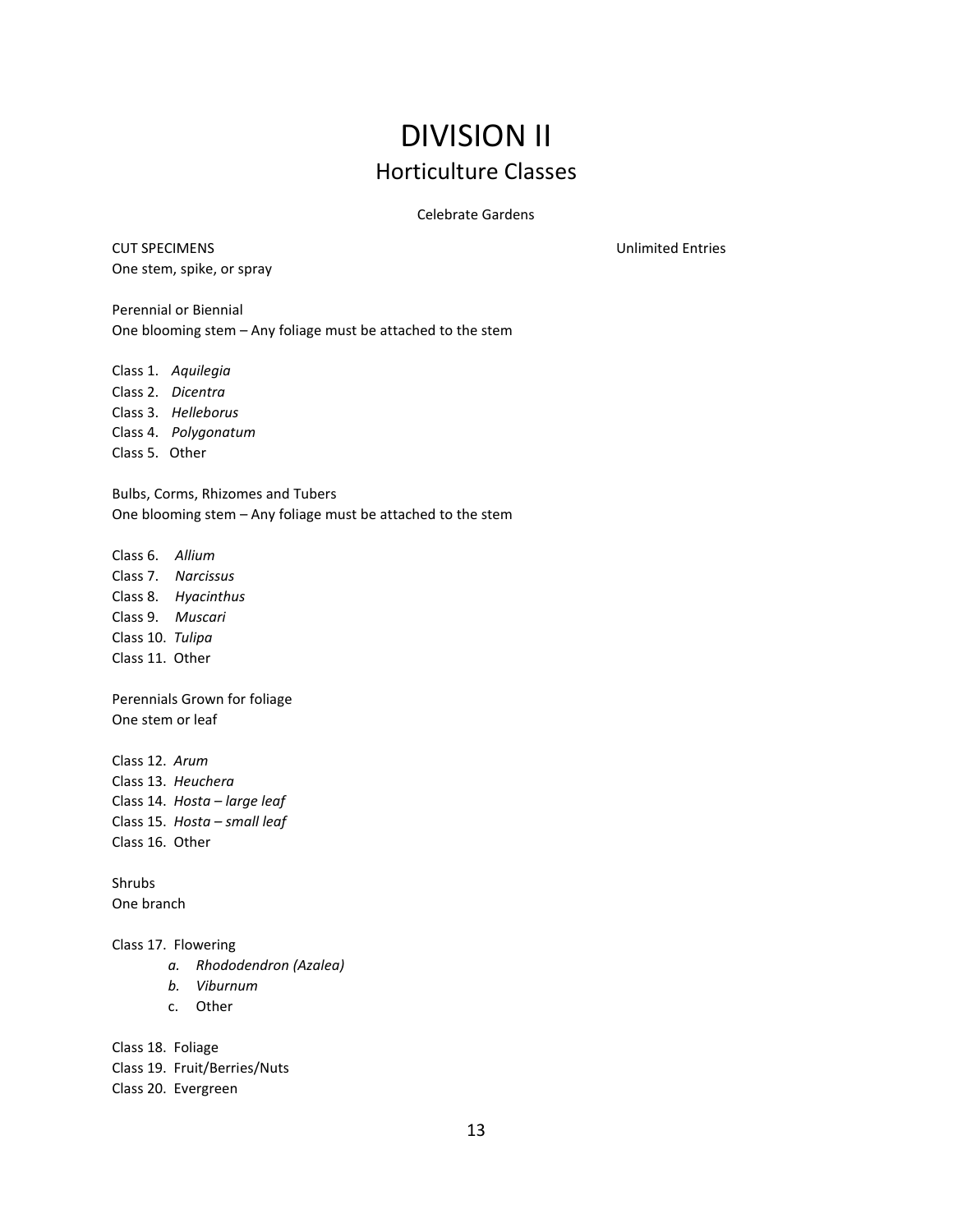# DIVISION II

## Horticulture Classes

Celebrate Gardens

CUT SPECIMENS Unlimited Entries

One stem, spike, or spray

Perennial or Biennial

One blooming stem – Any foliage must be attached to the stem

Class 1. *Aquilegia*

Class 2. *Dicentra*

Class 3. *Helleborus*

Class 4. *Polygonatum*

Class 5. Other

Bulbs, Corms, Rhizomes and Tubers

One blooming stem – Any foliage must be attached to the stem

Class 6. *Allium*

Class 7. *Narcissus*

Class 8. *Hyacinthus*

Class 9. *Muscari*

Class 10. *Tulipa*

Class 11. Other

Perennials Grown for foliage

One stem or leaf

Class 12. *Arum*

Class 13. *Heuchera*

Class 14. *Hosta – large leaf*

Class 15. *Hosta – small leaf*

Class 16. Other

Shrubs

One branch

Class 17. Flowering

- *a. Rhododendron (Azalea)*
- *b. Viburnum*
- c. Other

Class 18. Foliage

Class 19. Fruit/Berries/Nuts

Class 20. Evergreen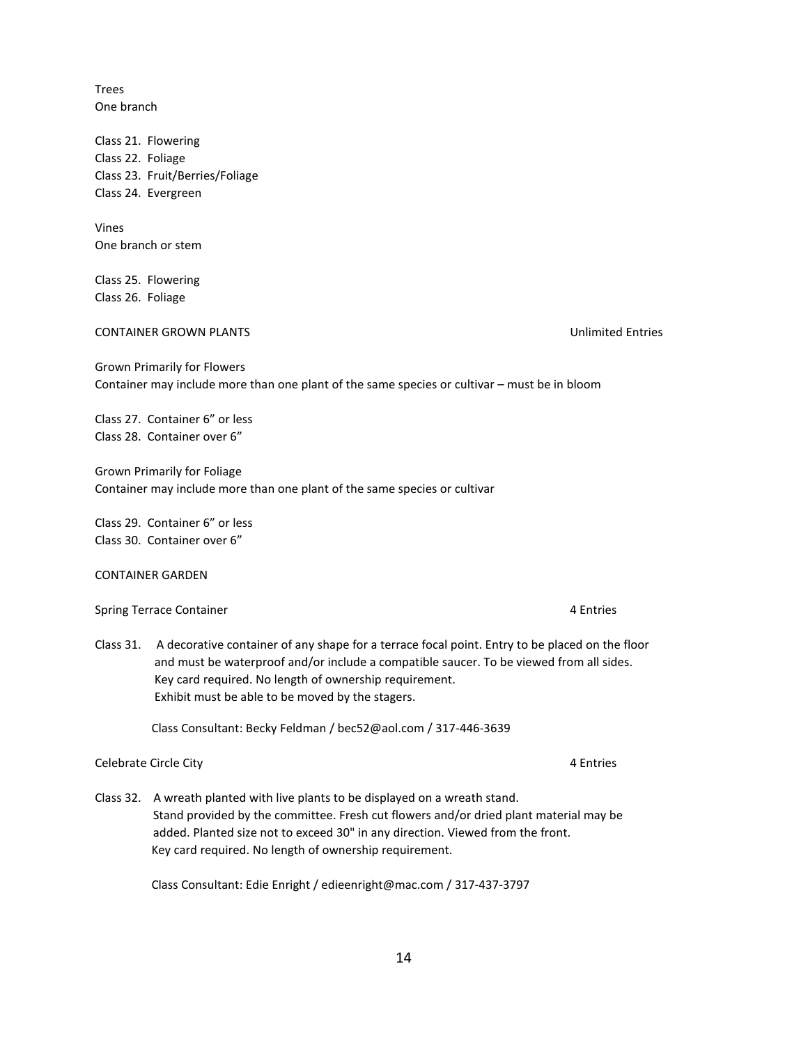Trees
One branch

Class 21. Flowering
Class 22. Foliage
Class 23. Fruit/Berries/Foliage
Class 24. Evergreen

Vines
One branch or stem

Class 25. Flowering
Class 26. Foliage

CONTAINER GROWN PLANTS — Unlimited Entries

Grown Primarily for Flowers
Container may include more than one plant of the same species or cultivar – must be in bloom

Class 27. Container 6” or less
Class 28. Container over 6”

Grown Primarily for Foliage
Container may include more than one plant of the same species or cultivar

Class 29. Container 6” or less
Class 30. Container over 6”

CONTAINER GARDEN

Spring Terrace Container — 4 Entries

Class 31. A decorative container of any shape for a terrace focal point. Entry to be placed on the floor and must be waterproof and/or include a compatible saucer. To be viewed from all sides. Key card required. No length of ownership requirement. Exhibit must be able to be moved by the stagers.

Class Consultant: Becky Feldman / bec52@aol.com / 317-446-3639

Celebrate Circle City — 4 Entries

Class 32. A wreath planted with live plants to be displayed on a wreath stand. Stand provided by the committee. Fresh cut flowers and/or dried plant material may be added. Planted size not to exceed 30" in any direction. Viewed from the front. Key card required. No length of ownership requirement.

Class Consultant: Edie Enright / edieenright@mac.com / 317-437-3797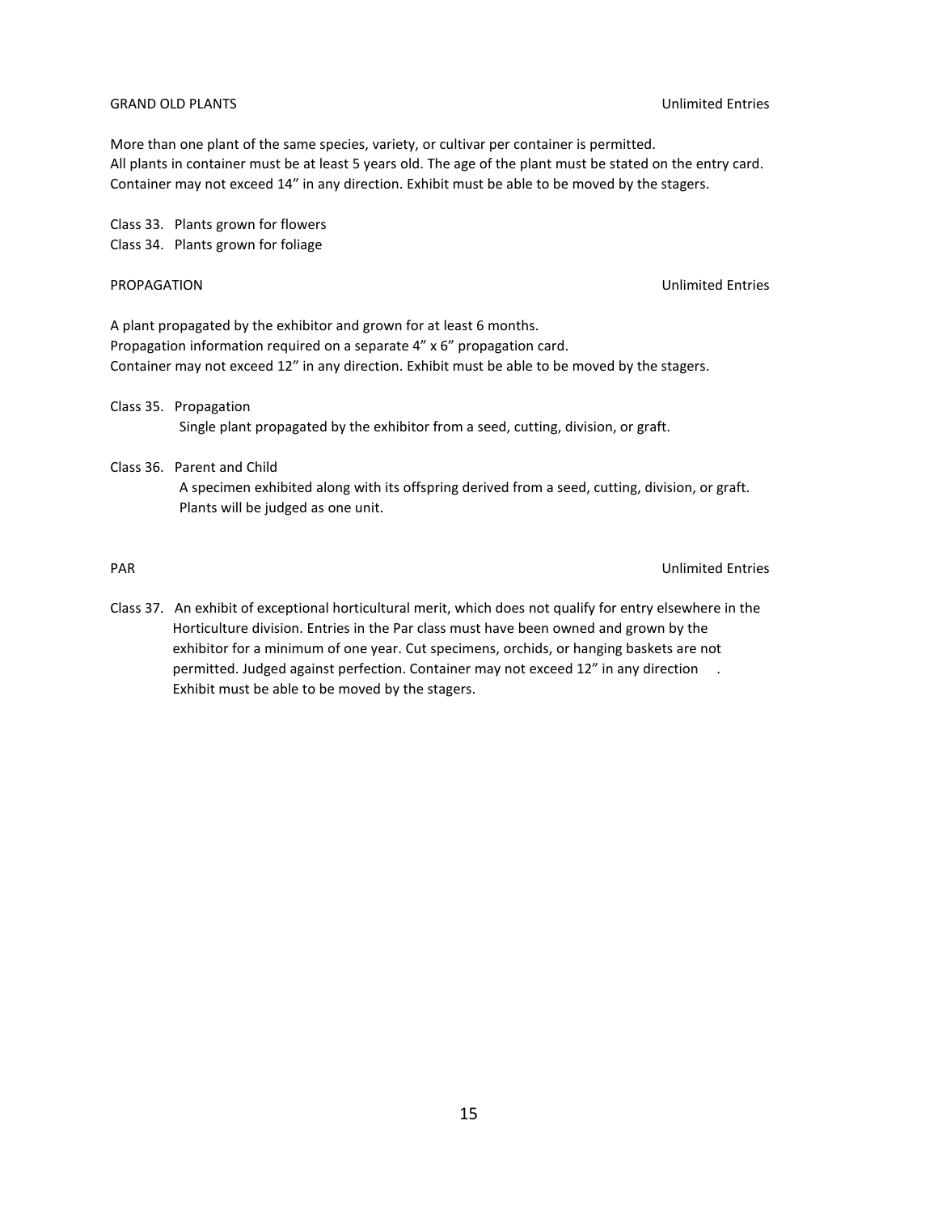## GRAND OLD PLANTS

Unlimited Entries

More than one plant of the same species, variety, or cultivar per container is permitted.
All plants in container must be at least 5 years old. The age of the plant must be stated on the entry card.
Container may not exceed 14” in any direction. Exhibit must be able to be moved by the stagers.

Class 33. Plants grown for flowers
Class 34. Plants grown for foliage

## PROPAGATION

Unlimited Entries

A plant propagated by the exhibitor and grown for at least 6 months.
Propagation information required on a separate 4” x 6” propagation card.
Container may not exceed 12” in any direction. Exhibit must be able to be moved by the stagers.

Class 35. Propagation
Single plant propagated by the exhibitor from a seed, cutting, division, or graft.

Class 36. Parent and Child
A specimen exhibited along with its offspring derived from a seed, cutting, division, or graft.
Plants will be judged as one unit.

## PAR

Unlimited Entries

Class 37. An exhibit of exceptional horticultural merit, which does not qualify for entry elsewhere in the Horticulture division. Entries in the Par class must have been owned and grown by the exhibitor for a minimum of one year. Cut specimens, orchids, or hanging baskets are not permitted. Judged against perfection. Container may not exceed 12” in any direction. Exhibit must be able to be moved by the stagers.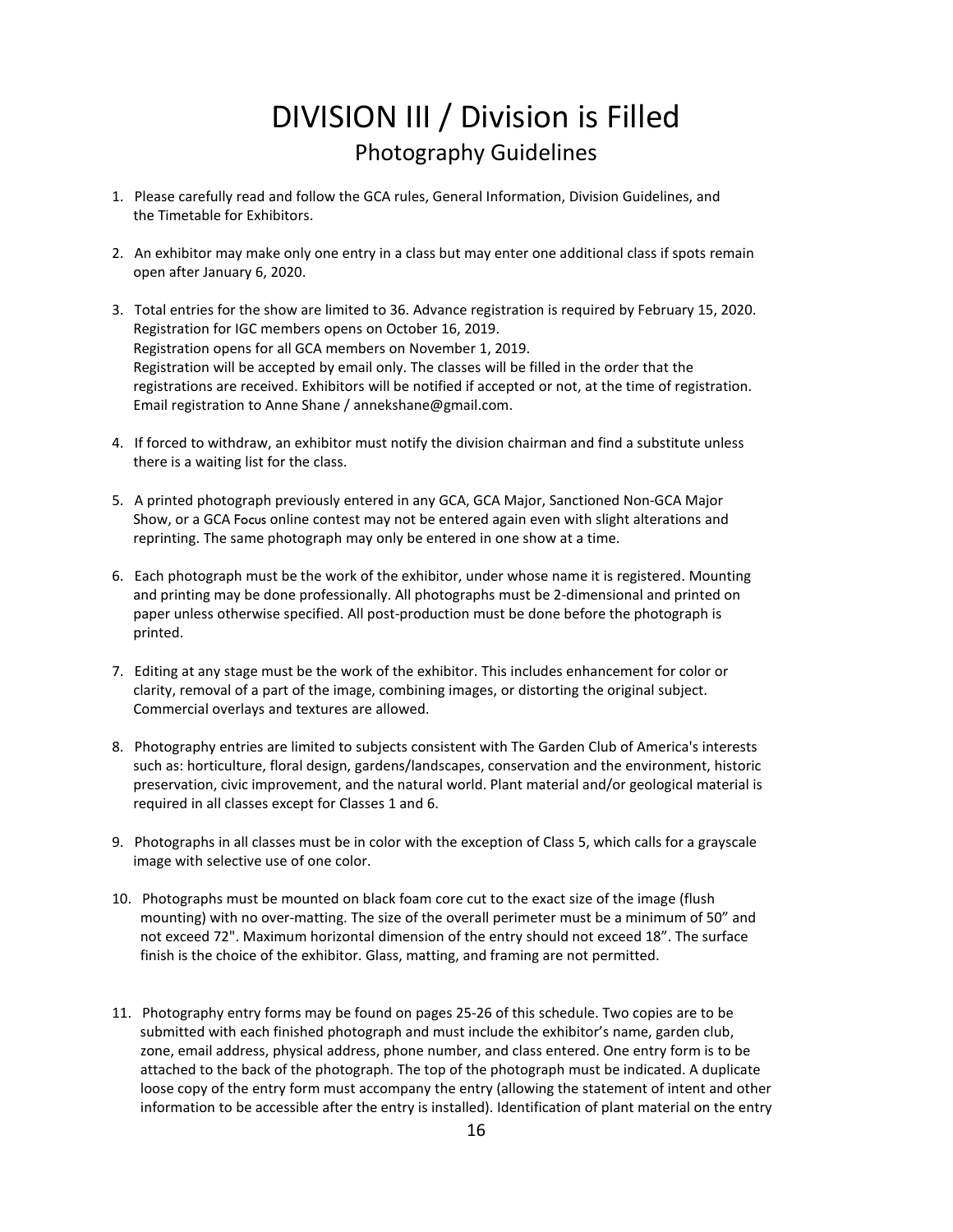# DIVISION III / Division is Filled

## Photography Guidelines

1. Please carefully read and follow the GCA rules, General Information, Division Guidelines, and the Timetable for Exhibitors.

2. An exhibitor may make only one entry in a class but may enter one additional class if spots remain open after January 6, 2020.

3. Total entries for the show are limited to 36. Advance registration is required by February 15, 2020. Registration for IGC members opens on October 16, 2019.
   Registration opens for all GCA members on November 1, 2019.
   Registration will be accepted by email only. The classes will be filled in the order that the registrations are received. Exhibitors will be notified if accepted or not, at the time of registration. Email registration to Anne Shane / annekshane@gmail.com.

4. If forced to withdraw, an exhibitor must notify the division chairman and find a substitute unless there is a waiting list for the class.

5. A printed photograph previously entered in any GCA, GCA Major, Sanctioned Non-GCA Major Show, or a GCA Focus online contest may not be entered again even with slight alterations and reprinting. The same photograph may only be entered in one show at a time.

6. Each photograph must be the work of the exhibitor, under whose name it is registered. Mounting and printing may be done professionally. All photographs must be 2-dimensional and printed on paper unless otherwise specified. All post-production must be done before the photograph is printed.

7. Editing at any stage must be the work of the exhibitor. This includes enhancement for color or clarity, removal of a part of the image, combining images, or distorting the original subject. Commercial overlays and textures are allowed.

8. Photography entries are limited to subjects consistent with The Garden Club of America's interests such as: horticulture, floral design, gardens/landscapes, conservation and the environment, historic preservation, civic improvement, and the natural world. Plant material and/or geological material is required in all classes except for Classes 1 and 6.

9. Photographs in all classes must be in color with the exception of Class 5, which calls for a grayscale image with selective use of one color.

10. Photographs must be mounted on black foam core cut to the exact size of the image (flush mounting) with no over-matting. The size of the overall perimeter must be a minimum of 50" and not exceed 72". Maximum horizontal dimension of the entry should not exceed 18". The surface finish is the choice of the exhibitor. Glass, matting, and framing are not permitted.

11. Photography entry forms may be found on pages 25-26 of this schedule. Two copies are to be submitted with each finished photograph and must include the exhibitor's name, garden club, zone, email address, physical address, phone number, and class entered. One entry form is to be attached to the back of the photograph. The top of the photograph must be indicated. A duplicate loose copy of the entry form must accompany the entry (allowing the statement of intent and other information to be accessible after the entry is installed). Identification of plant material on the entry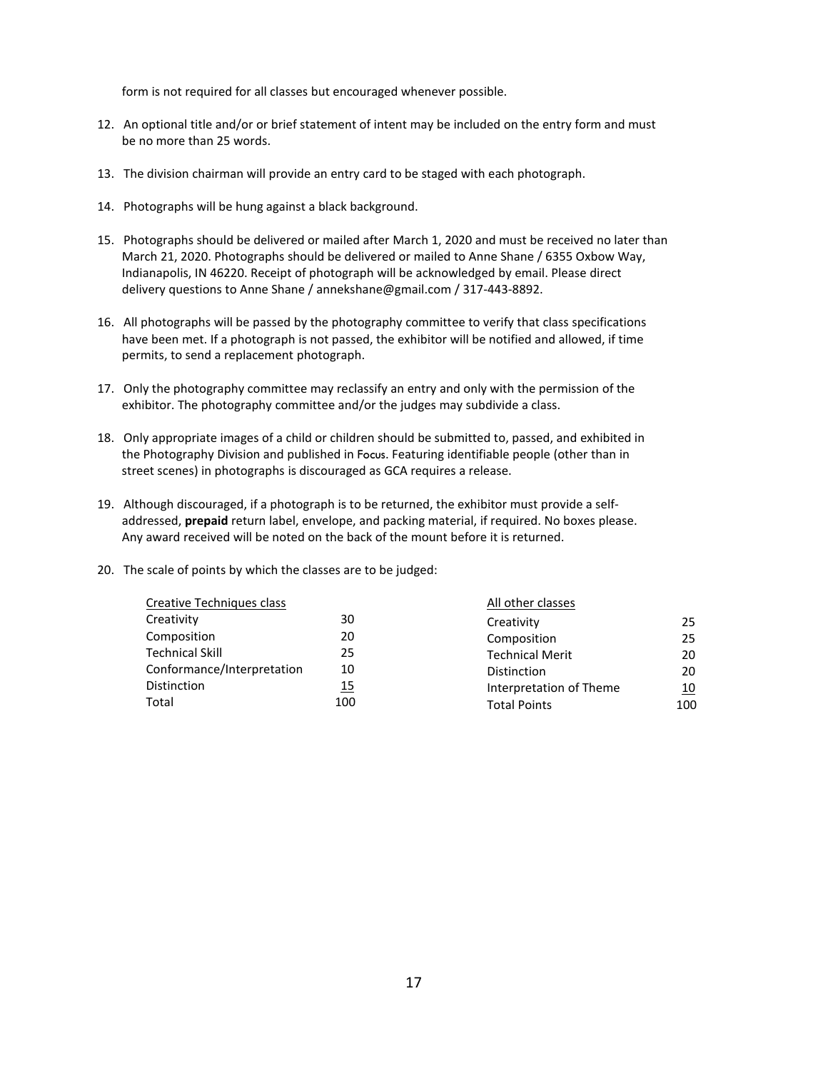form is not required for all classes but encouraged whenever possible.

12. An optional title and/or or brief statement of intent may be included on the entry form and must be no more than 25 words.

13. The division chairman will provide an entry card to be staged with each photograph.

14. Photographs will be hung against a black background.

15. Photographs should be delivered or mailed after March 1, 2020 and must be received no later than March 21, 2020. Photographs should be delivered or mailed to Anne Shane / 6355 Oxbow Way, Indianapolis, IN 46220. Receipt of photograph will be acknowledged by email. Please direct delivery questions to Anne Shane / annekshane@gmail.com / 317-443-8892.

16. All photographs will be passed by the photography committee to verify that class specifications have been met. If a photograph is not passed, the exhibitor will be notified and allowed, if time permits, to send a replacement photograph.

17. Only the photography committee may reclassify an entry and only with the permission of the exhibitor. The photography committee and/or the judges may subdivide a class.

18. Only appropriate images of a child or children should be submitted to, passed, and exhibited in the Photography Division and published in Focus. Featuring identifiable people (other than in street scenes) in photographs is discouraged as GCA requires a release.

19. Although discouraged, if a photograph is to be returned, the exhibitor must provide a self-addressed, **prepaid** return label, envelope, and packing material, if required. No boxes please. Any award received will be noted on the back of the mount before it is returned.

20. The scale of points by which the classes are to be judged:

| Creative Techniques class | |
|---|---|
| Creativity | 30 |
| Composition | 20 |
| Technical Skill | 25 |
| Conformance/Interpretation | 10 |
| Distinction | 15 |
| Total | 100 |

| All other classes | |
|---|---|
| Creativity | 25 |
| Composition | 25 |
| Technical Merit | 20 |
| Distinction | 20 |
| Interpretation of Theme | 10 |
| Total Points | 100 |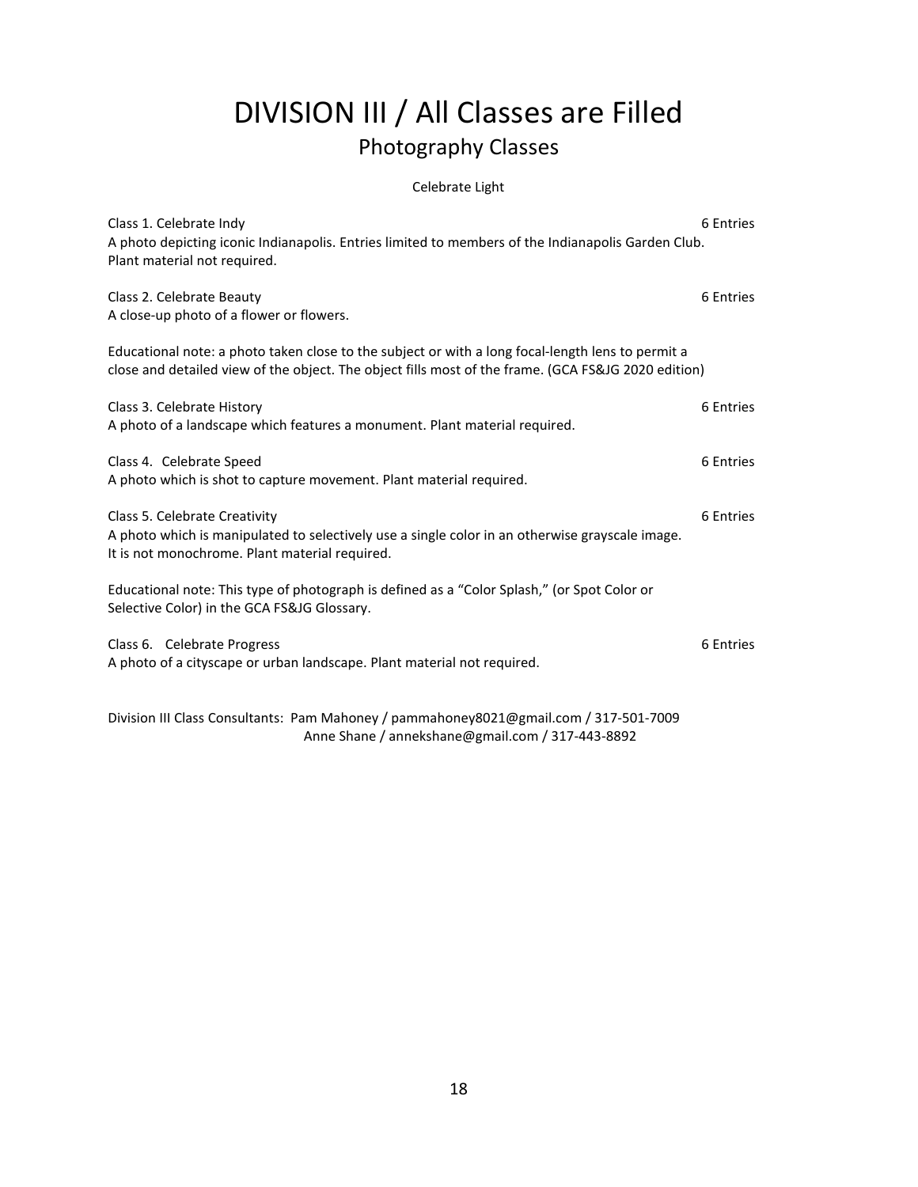# DIVISION III / All Classes are Filled

## Photography Classes

Celebrate Light

**Class 1. Celebrate Indy** — 6 Entries
A photo depicting iconic Indianapolis. Entries limited to members of the Indianapolis Garden Club. Plant material not required.

**Class 2. Celebrate Beauty** — 6 Entries
A close-up photo of a flower or flowers.

Educational note: a photo taken close to the subject or with a long focal-length lens to permit a close and detailed view of the object. The object fills most of the frame. (GCA FS&JG 2020 edition)

**Class 3. Celebrate History** — 6 Entries
A photo of a landscape which features a monument. Plant material required.

**Class 4. Celebrate Speed** — 6 Entries
A photo which is shot to capture movement. Plant material required.

**Class 5. Celebrate Creativity** — 6 Entries
A photo which is manipulated to selectively use a single color in an otherwise grayscale image. It is not monochrome. Plant material required.

Educational note: This type of photograph is defined as a "Color Splash," (or Spot Color or Selective Color) in the GCA FS&JG Glossary.

**Class 6. Celebrate Progress** — 6 Entries
A photo of a cityscape or urban landscape. Plant material not required.

Division III Class Consultants: Pam Mahoney / pammahoney8021@gmail.com / 317-501-7009
Anne Shane / annekshane@gmail.com / 317-443-8892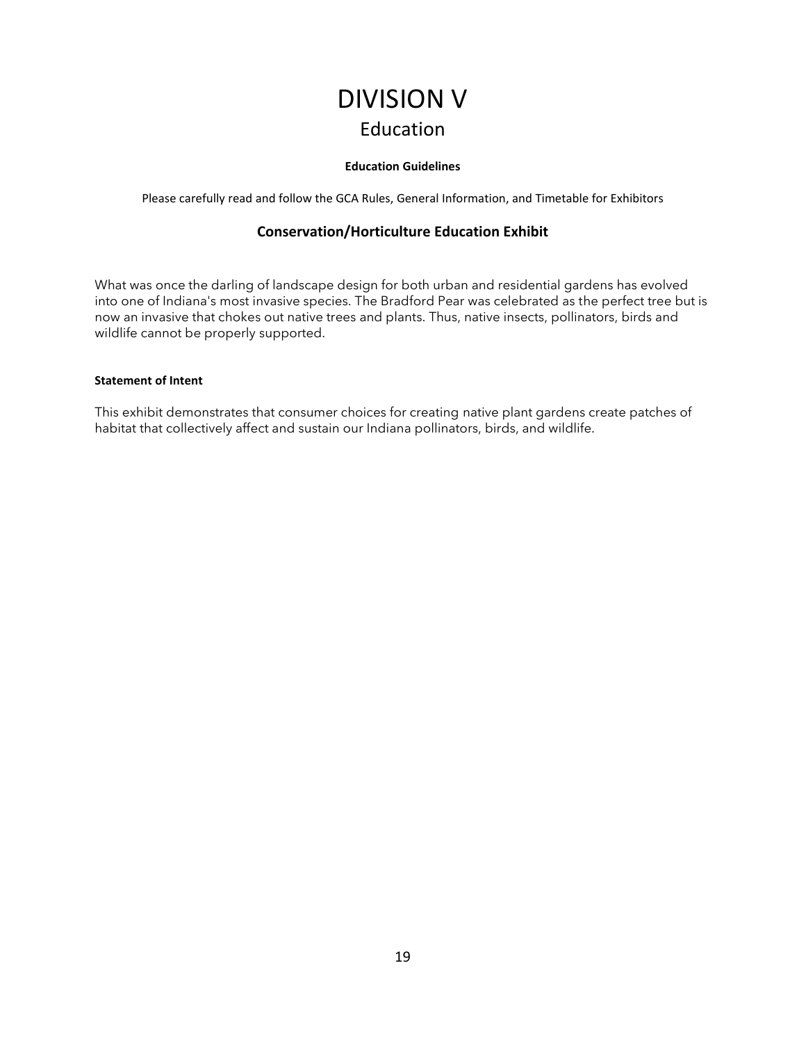# DIVISION V

## Education

**Education Guidelines**

Please carefully read and follow the GCA Rules, General Information, and Timetable for Exhibitors

### Conservation/Horticulture Education Exhibit

What was once the darling of landscape design for both urban and residential gardens has evolved into one of Indiana's most invasive species. The Bradford Pear was celebrated as the perfect tree but is now an invasive that chokes out native trees and plants. Thus, native insects, pollinators, birds and wildlife cannot be properly supported.

**Statement of Intent**

This exhibit demonstrates that consumer choices for creating native plant gardens create patches of habitat that collectively affect and sustain our Indiana pollinators, birds, and wildlife.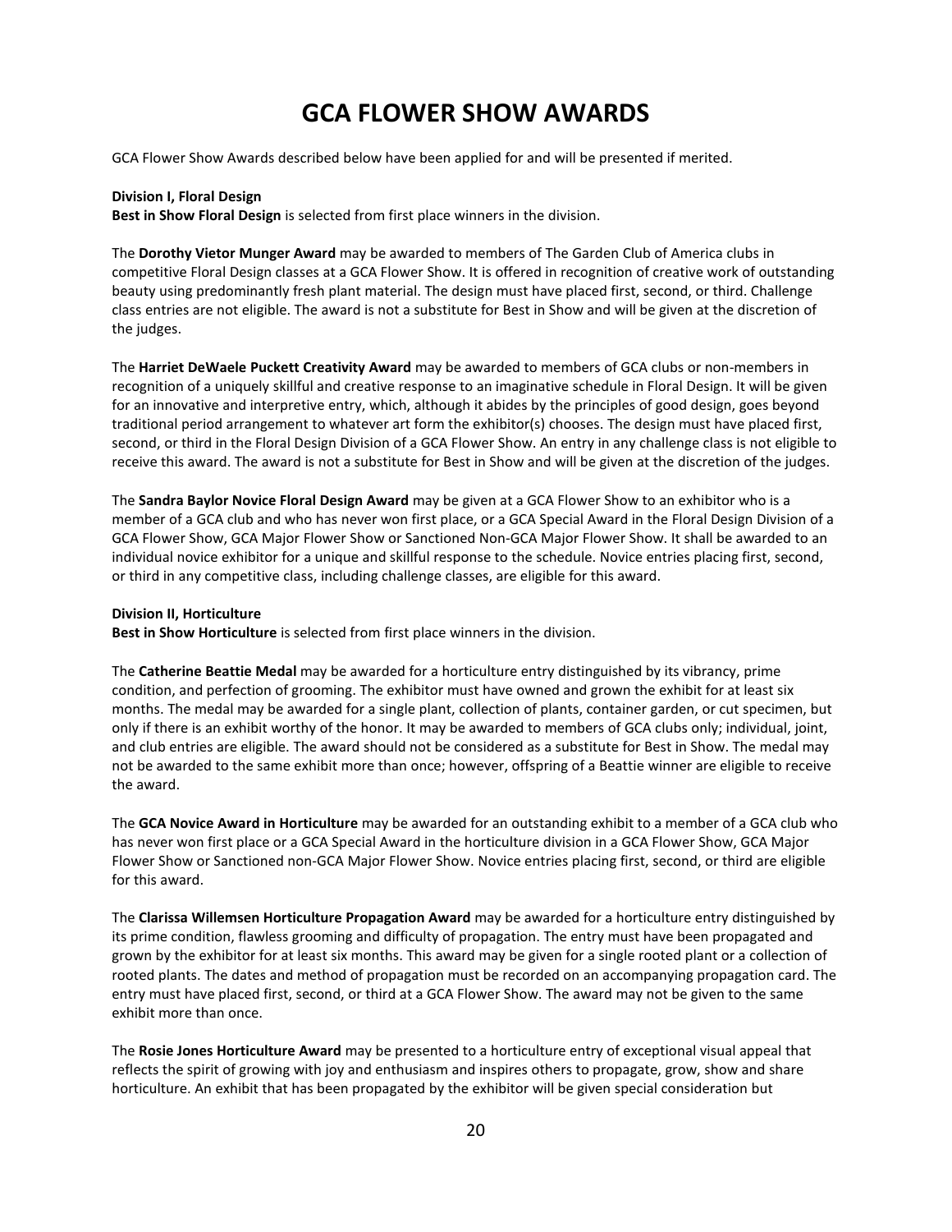# GCA FLOWER SHOW AWARDS

GCA Flower Show Awards described below have been applied for and will be presented if merited.

**Division I, Floral Design**
**Best in Show Floral Design** is selected from first place winners in the division.

The **Dorothy Vietor Munger Award** may be awarded to members of The Garden Club of America clubs in competitive Floral Design classes at a GCA Flower Show. It is offered in recognition of creative work of outstanding beauty using predominantly fresh plant material. The design must have placed first, second, or third. Challenge class entries are not eligible. The award is not a substitute for Best in Show and will be given at the discretion of the judges.

The **Harriet DeWaele Puckett Creativity Award** may be awarded to members of GCA clubs or non-members in recognition of a uniquely skillful and creative response to an imaginative schedule in Floral Design. It will be given for an innovative and interpretive entry, which, although it abides by the principles of good design, goes beyond traditional period arrangement to whatever art form the exhibitor(s) chooses. The design must have placed first, second, or third in the Floral Design Division of a GCA Flower Show. An entry in any challenge class is not eligible to receive this award. The award is not a substitute for Best in Show and will be given at the discretion of the judges.

The **Sandra Baylor Novice Floral Design Award** may be given at a GCA Flower Show to an exhibitor who is a member of a GCA club and who has never won first place, or a GCA Special Award in the Floral Design Division of a GCA Flower Show, GCA Major Flower Show or Sanctioned Non-GCA Major Flower Show. It shall be awarded to an individual novice exhibitor for a unique and skillful response to the schedule. Novice entries placing first, second, or third in any competitive class, including challenge classes, are eligible for this award.

**Division II, Horticulture**
**Best in Show Horticulture** is selected from first place winners in the division.

The **Catherine Beattie Medal** may be awarded for a horticulture entry distinguished by its vibrancy, prime condition, and perfection of grooming. The exhibitor must have owned and grown the exhibit for at least six months. The medal may be awarded for a single plant, collection of plants, container garden, or cut specimen, but only if there is an exhibit worthy of the honor. It may be awarded to members of GCA clubs only; individual, joint, and club entries are eligible. The award should not be considered as a substitute for Best in Show. The medal may not be awarded to the same exhibit more than once; however, offspring of a Beattie winner are eligible to receive the award.

The **GCA Novice Award in Horticulture** may be awarded for an outstanding exhibit to a member of a GCA club who has never won first place or a GCA Special Award in the horticulture division in a GCA Flower Show, GCA Major Flower Show or Sanctioned non-GCA Major Flower Show. Novice entries placing first, second, or third are eligible for this award.

The **Clarissa Willemsen Horticulture Propagation Award** may be awarded for a horticulture entry distinguished by its prime condition, flawless grooming and difficulty of propagation. The entry must have been propagated and grown by the exhibitor for at least six months. This award may be given for a single rooted plant or a collection of rooted plants. The dates and method of propagation must be recorded on an accompanying propagation card. The entry must have placed first, second, or third at a GCA Flower Show. The award may not be given to the same exhibit more than once.

The **Rosie Jones Horticulture Award** may be presented to a horticulture entry of exceptional visual appeal that reflects the spirit of growing with joy and enthusiasm and inspires others to propagate, grow, show and share horticulture. An exhibit that has been propagated by the exhibitor will be given special consideration but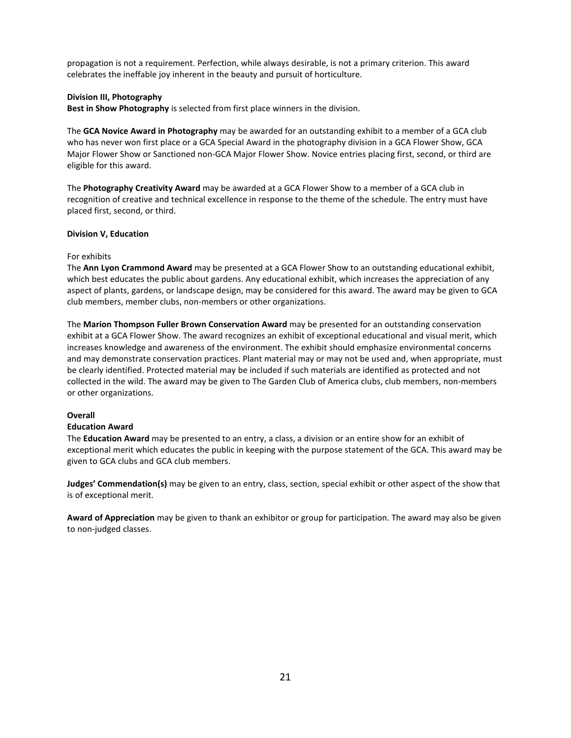propagation is not a requirement. Perfection, while always desirable, is not a primary criterion. This award celebrates the ineffable joy inherent in the beauty and pursuit of horticulture.

**Division III, Photography**

**Best in Show Photography** is selected from first place winners in the division.

The **GCA Novice Award in Photography** may be awarded for an outstanding exhibit to a member of a GCA club who has never won first place or a GCA Special Award in the photography division in a GCA Flower Show, GCA Major Flower Show or Sanctioned non-GCA Major Flower Show. Novice entries placing first, second, or third are eligible for this award.

The **Photography Creativity Award** may be awarded at a GCA Flower Show to a member of a GCA club in recognition of creative and technical excellence in response to the theme of the schedule. The entry must have placed first, second, or third.

**Division V, Education**

For exhibits

The **Ann Lyon Crammond Award** may be presented at a GCA Flower Show to an outstanding educational exhibit, which best educates the public about gardens. Any educational exhibit, which increases the appreciation of any aspect of plants, gardens, or landscape design, may be considered for this award. The award may be given to GCA club members, member clubs, non-members or other organizations.

The **Marion Thompson Fuller Brown Conservation Award** may be presented for an outstanding conservation exhibit at a GCA Flower Show. The award recognizes an exhibit of exceptional educational and visual merit, which increases knowledge and awareness of the environment. The exhibit should emphasize environmental concerns and may demonstrate conservation practices. Plant material may or may not be used and, when appropriate, must be clearly identified. Protected material may be included if such materials are identified as protected and not collected in the wild. The award may be given to The Garden Club of America clubs, club members, non-members or other organizations.

**Overall**

**Education Award**

The **Education Award** may be presented to an entry, a class, a division or an entire show for an exhibit of exceptional merit which educates the public in keeping with the purpose statement of the GCA. This award may be given to GCA clubs and GCA club members.

**Judges' Commendation(s)** may be given to an entry, class, section, special exhibit or other aspect of the show that is of exceptional merit.

**Award of Appreciation** may be given to thank an exhibitor or group for participation. The award may also be given to non-judged classes.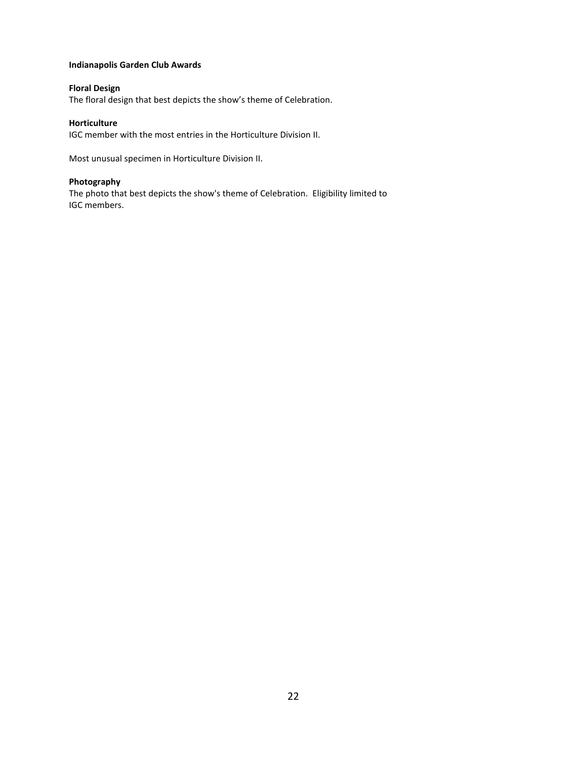**Indianapolis Garden Club Awards**

**Floral Design**

The floral design that best depicts the show's theme of Celebration.

**Horticulture**

IGC member with the most entries in the Horticulture Division II.

Most unusual specimen in Horticulture Division II.

**Photography**

The photo that best depicts the show's theme of Celebration. Eligibility limited to IGC members.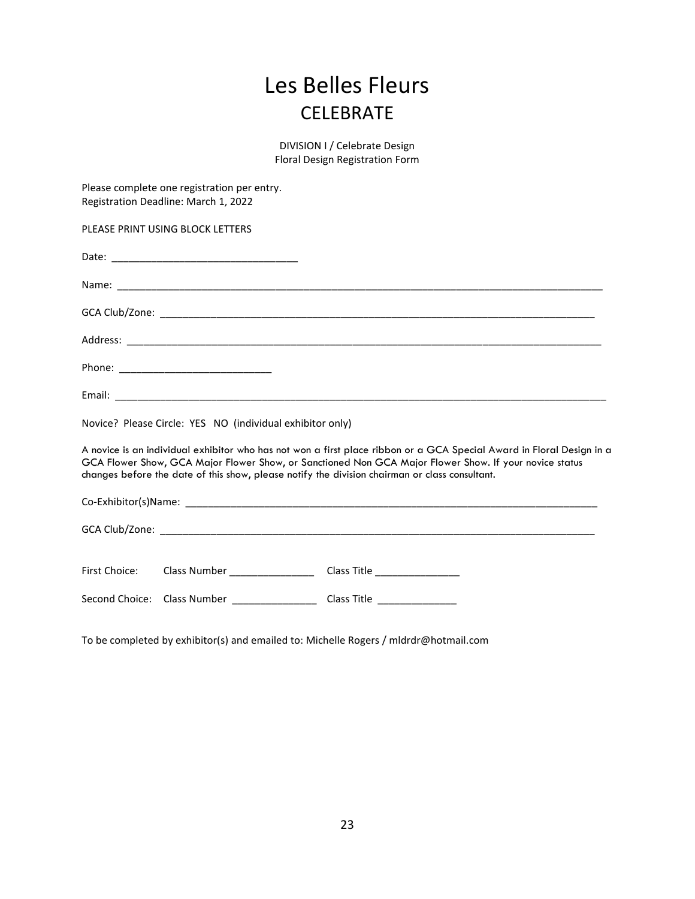# Les Belles Fleurs

## CELEBRATE

DIVISION I / Celebrate Design
Floral Design Registration Form

Please complete one registration per entry.
Registration Deadline: March 1, 2022

PLEASE PRINT USING BLOCK LETTERS

Date: ________________________________

Name: ________________________________________________________________________________________

GCA Club/Zone: ________________________________________________________________________________

Address: ______________________________________________________________________________________

Phone: ___________________________

Email: _________________________________________________________________________________________

Novice? Please Circle: YES NO (individual exhibitor only)

A novice is an individual exhibitor who has not won a first place ribbon or a GCA Special Award in Floral Design in a GCA Flower Show, GCA Major Flower Show, or Sanctioned Non GCA Major Flower Show. If your novice status changes before the date of this show, please notify the division chairman or class consultant.

Co-Exhibitor(s)Name: ____________________________________________________________________________

GCA Club/Zone: ________________________________________________________________________________

First Choice: Class Number _______________ Class Title _______________

Second Choice: Class Number _______________ Class Title ______________

To be completed by exhibitor(s) and emailed to: Michelle Rogers / mldrdr@hotmail.com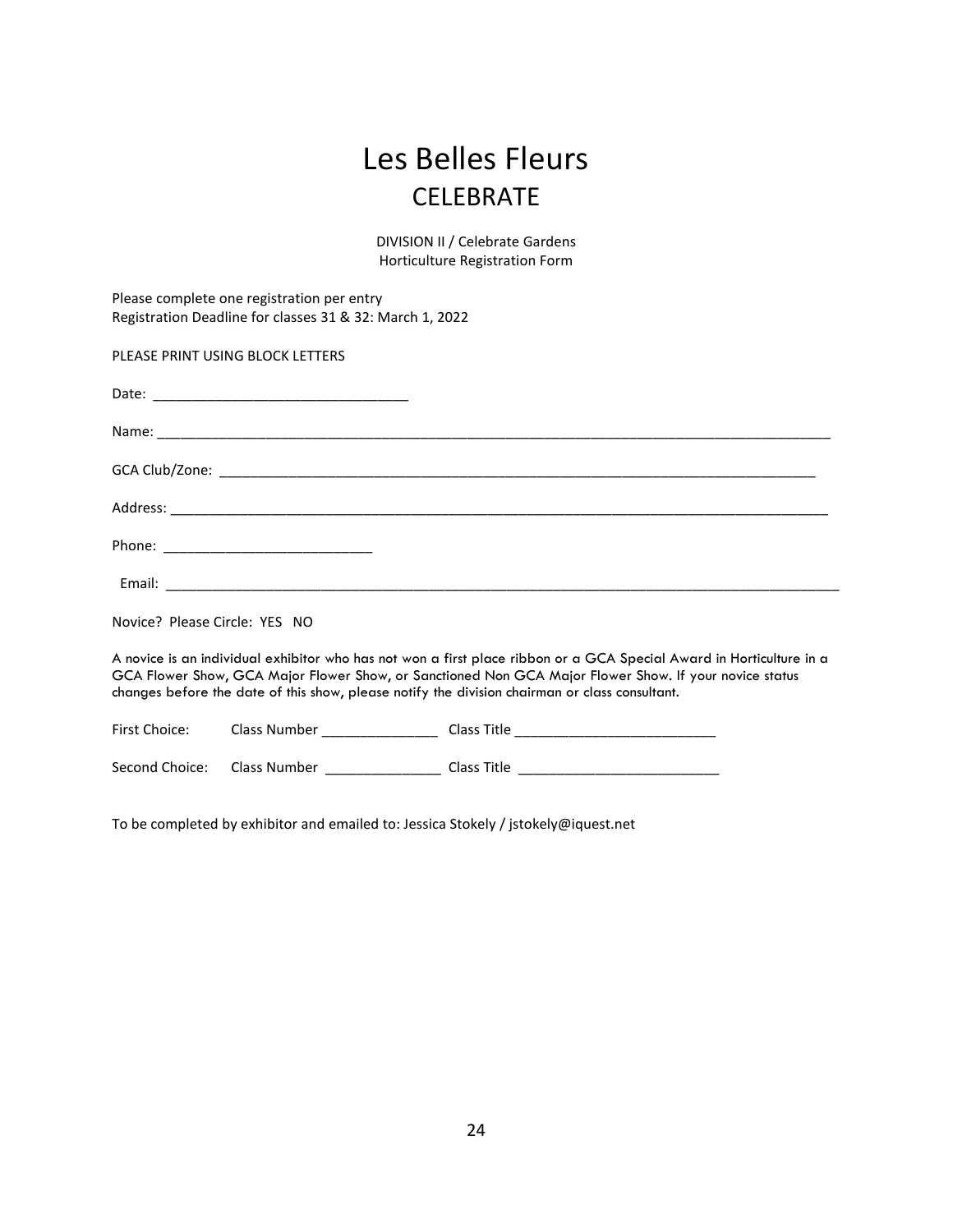# Les Belles Fleurs
## CELEBRATE

DIVISION II / Celebrate Gardens
Horticulture Registration Form

Please complete one registration per entry
Registration Deadline for classes 31 & 32: March 1, 2022

PLEASE PRINT USING BLOCK LETTERS

Date: ________________________________

Name: ________________________________________________________________________________________

GCA Club/Zone: ________________________________________________________________________________

Address: _____________________________________________________________________________________

Phone: ___________________________

Email: _______________________________________________________________________________________

Novice? Please Circle: YES NO

A novice is an individual exhibitor who has not won a first place ribbon or a GCA Special Award in Horticulture in a GCA Flower Show, GCA Major Flower Show, or Sanctioned Non GCA Major Flower Show. If your novice status changes before the date of this show, please notify the division chairman or class consultant.

First Choice: Class Number _______________ Class Title __________________________

Second Choice: Class Number _______________ Class Title __________________________

To be completed by exhibitor and emailed to: Jessica Stokely / jstokely@iquest.net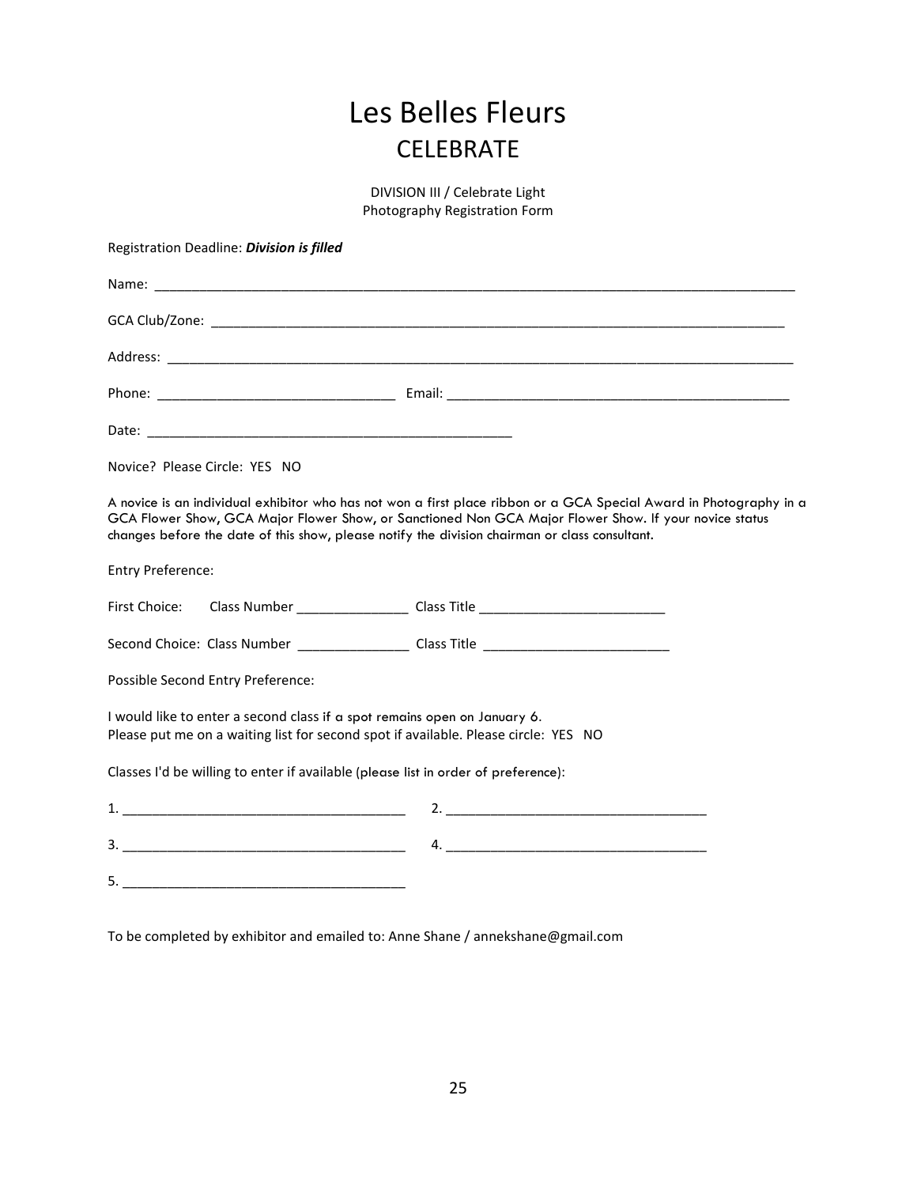# Les Belles Fleurs

## CELEBRATE

DIVISION III / Celebrate Light
Photography Registration Form

Registration Deadline: ***Division is filled***

Name: ______________________________________________________________________________________

GCA Club/Zone: ______________________________________________________________________________

Address: ____________________________________________________________________________________

Phone: _______________________________ Email: _____________________________________________

Date: _______________________________________________

Novice? Please Circle: YES NO

A novice is an individual exhibitor who has not won a first place ribbon or a GCA Special Award in Photography in a GCA Flower Show, GCA Major Flower Show, or Sanctioned Non GCA Major Flower Show. If your novice status changes before the date of this show, please notify the division chairman or class consultant.

Entry Preference:

First Choice: Class Number ______________ Class Title ________________________

Second Choice: Class Number ______________ Class Title ________________________

Possible Second Entry Preference:

I would like to enter a second class if a spot remains open on January 6.
Please put me on a waiting list for second spot if available. Please circle: YES NO

Classes I'd be willing to enter if available (please list in order of preference):

1. ____________________________________ 2. __________________________________

3. ____________________________________ 4. __________________________________

5. ____________________________________

To be completed by exhibitor and emailed to: Anne Shane / annekshane@gmail.com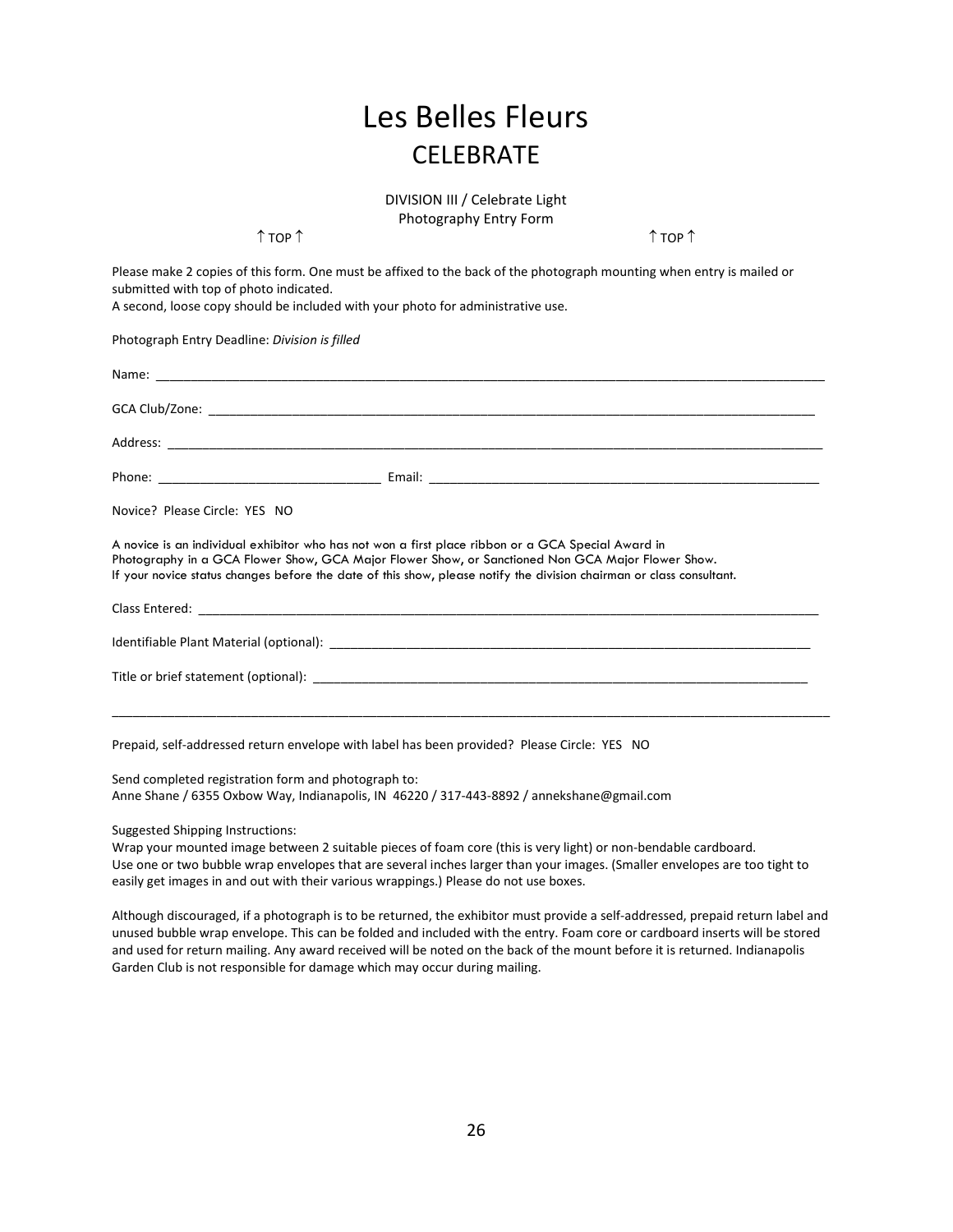# Les Belles Fleurs
## CELEBRATE

DIVISION III / Celebrate Light
Photography Entry Form

↑ TOP ↑ ↑ TOP ↑

Please make 2 copies of this form. One must be affixed to the back of the photograph mounting when entry is mailed or submitted with top of photo indicated.
A second, loose copy should be included with your photo for administrative use.

Photograph Entry Deadline: *Division is filled*

Name: ______________________________________________________________________________________________

GCA Club/Zone: ______________________________________________________________________________________

Address: ____________________________________________________________________________________________

Phone: _______________________________ Email: ______________________________________________________

Novice? Please Circle: YES NO

A novice is an individual exhibitor who has not won a first place ribbon or a GCA Special Award in Photography in a GCA Flower Show, GCA Major Flower Show, or Sanctioned Non GCA Major Flower Show.
If your novice status changes before the date of this show, please notify the division chairman or class consultant.

Class Entered: _______________________________________________________________________________________

Identifiable Plant Material (optional): ____________________________________________________________________

Title or brief statement (optional): _______________________________________________________________________

_______________________________________________________________________________________________________

Prepaid, self-addressed return envelope with label has been provided? Please Circle: YES NO

Send completed registration form and photograph to:
Anne Shane / 6355 Oxbow Way, Indianapolis, IN 46220 / 317-443-8892 / annekshane@gmail.com

Suggested Shipping Instructions:
Wrap your mounted image between 2 suitable pieces of foam core (this is very light) or non-bendable cardboard.
Use one or two bubble wrap envelopes that are several inches larger than your images. (Smaller envelopes are too tight to easily get images in and out with their various wrappings.) Please do not use boxes.

Although discouraged, if a photograph is to be returned, the exhibitor must provide a self-addressed, prepaid return label and unused bubble wrap envelope. This can be folded and included with the entry. Foam core or cardboard inserts will be stored and used for return mailing. Any award received will be noted on the back of the mount before it is returned. Indianapolis Garden Club is not responsible for damage which may occur during mailing.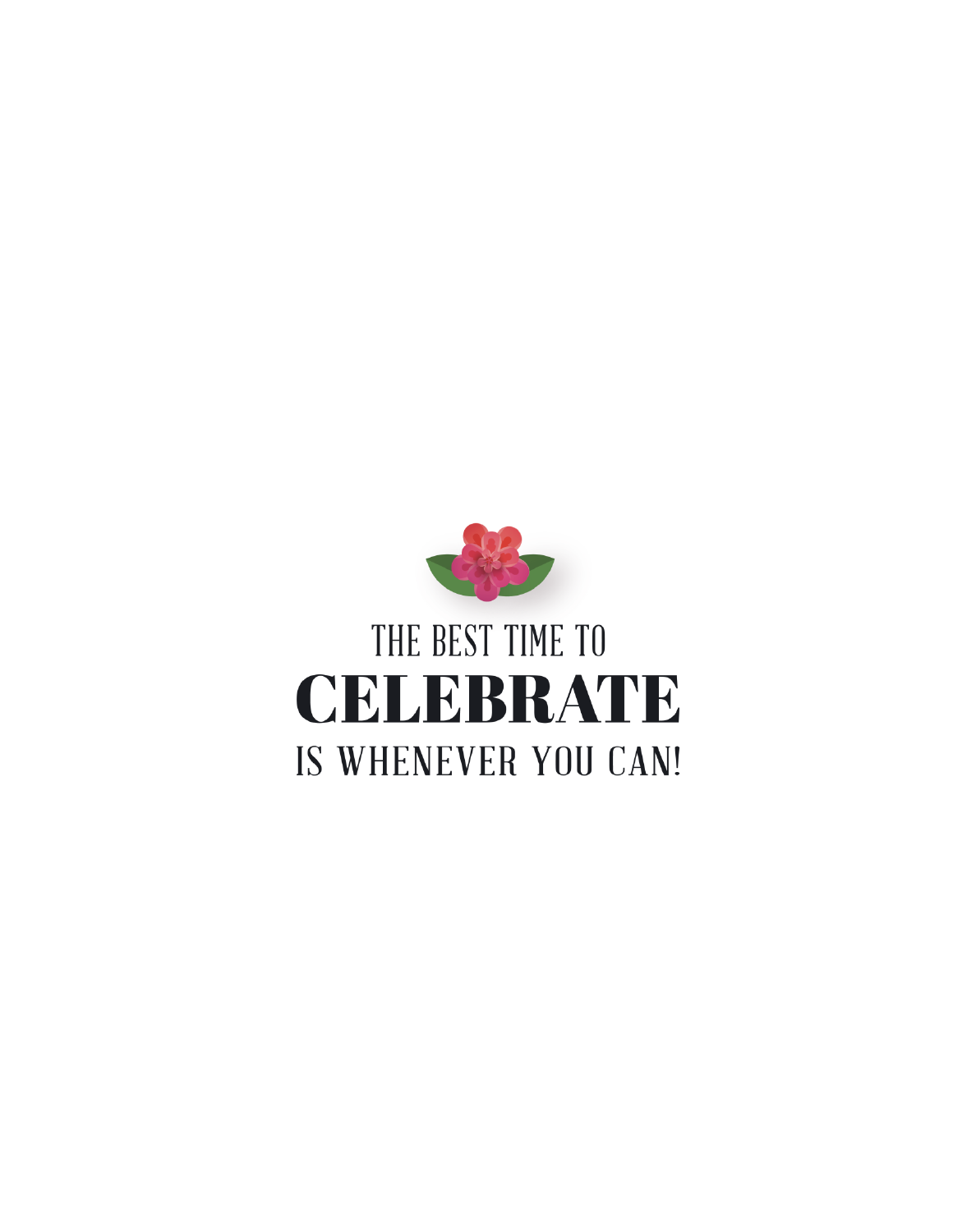THE BEST TIME TO

# CELEBRATE

IS WHENEVER YOU CAN!